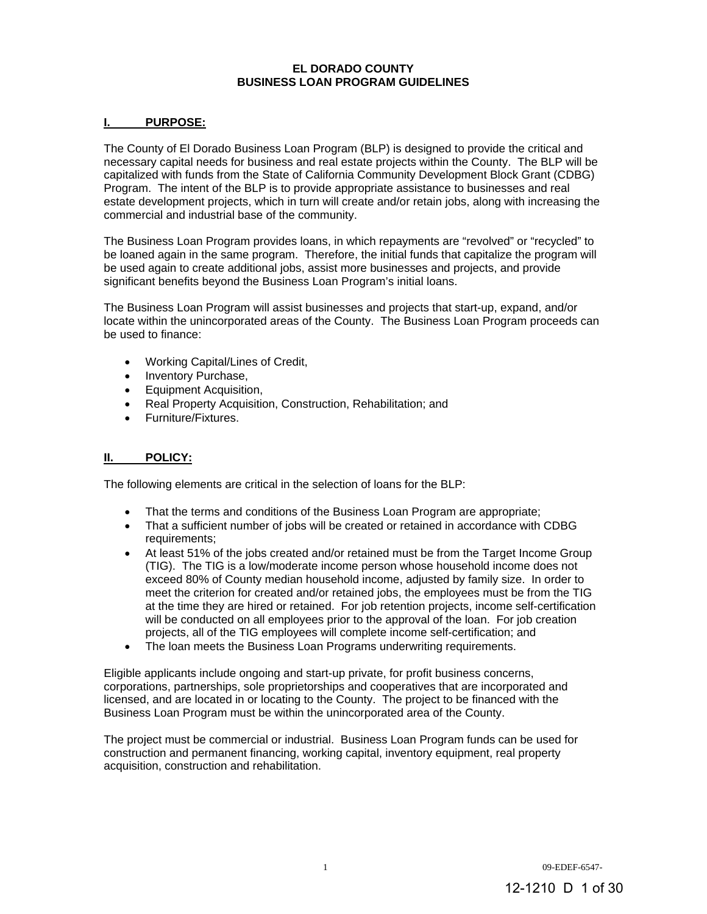# EL DORADO COUNTY
# BUSINESS LOAN PROGRAM GUIDELINES

## I. PURPOSE:

The County of El Dorado Business Loan Program (BLP) is designed to provide the critical and necessary capital needs for business and real estate projects within the County. The BLP will be capitalized with funds from the State of California Community Development Block Grant (CDBG) Program. The intent of the BLP is to provide appropriate assistance to businesses and real estate development projects, which in turn will create and/or retain jobs, along with increasing the commercial and industrial base of the community.

The Business Loan Program provides loans, in which repayments are "revolved" or "recycled" to be loaned again in the same program. Therefore, the initial funds that capitalize the program will be used again to create additional jobs, assist more businesses and projects, and provide significant benefits beyond the Business Loan Program's initial loans.

The Business Loan Program will assist businesses and projects that start-up, expand, and/or locate within the unincorporated areas of the County. The Business Loan Program proceeds can be used to finance:

- Working Capital/Lines of Credit,
- Inventory Purchase,
- Equipment Acquisition,
- Real Property Acquisition, Construction, Rehabilitation; and
- Furniture/Fixtures.

## II. POLICY:

The following elements are critical in the selection of loans for the BLP:

- That the terms and conditions of the Business Loan Program are appropriate;
- That a sufficient number of jobs will be created or retained in accordance with CDBG requirements;
- At least 51% of the jobs created and/or retained must be from the Target Income Group (TIG). The TIG is a low/moderate income person whose household income does not exceed 80% of County median household income, adjusted by family size. In order to meet the criterion for created and/or retained jobs, the employees must be from the TIG at the time they are hired or retained. For job retention projects, income self-certification will be conducted on all employees prior to the approval of the loan. For job creation projects, all of the TIG employees will complete income self-certification; and
- The loan meets the Business Loan Programs underwriting requirements.

Eligible applicants include ongoing and start-up private, for profit business concerns, corporations, partnerships, sole proprietorships and cooperatives that are incorporated and licensed, and are located in or locating to the County. The project to be financed with the Business Loan Program must be within the unincorporated area of the County.

The project must be commercial or industrial. Business Loan Program funds can be used for construction and permanent financing, working capital, inventory equipment, real property acquisition, construction and rehabilitation.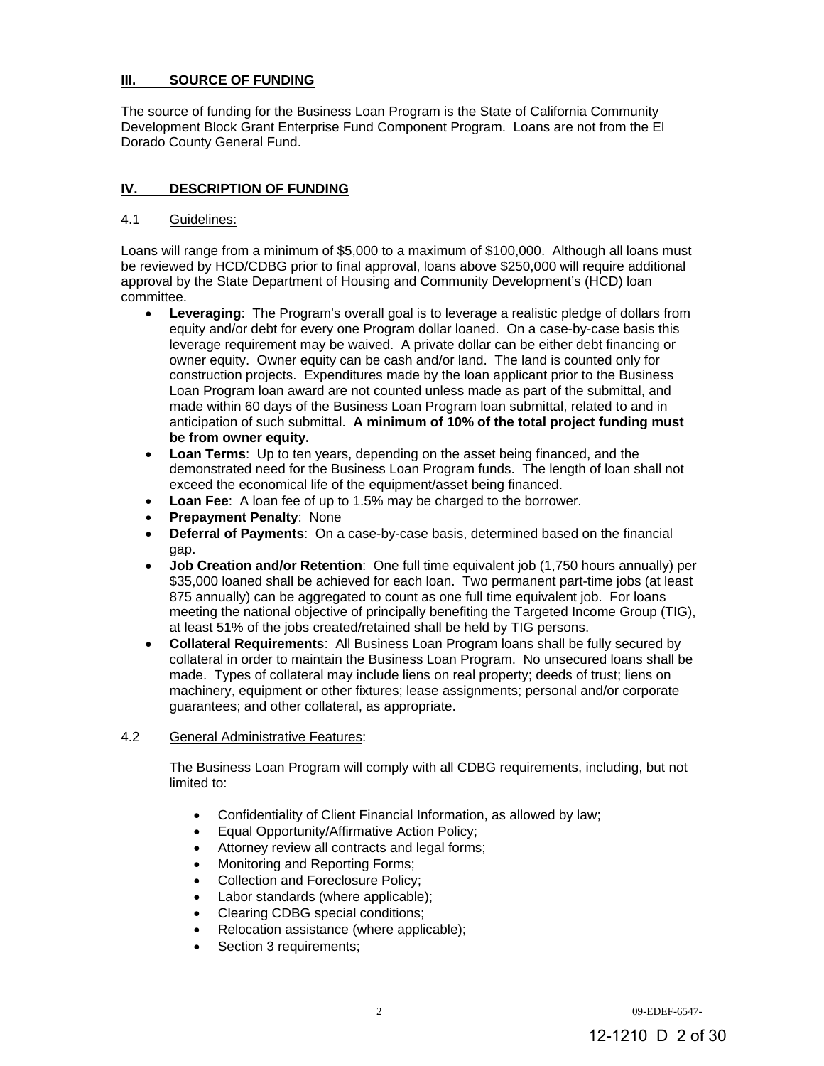## III. SOURCE OF FUNDING

The source of funding for the Business Loan Program is the State of California Community Development Block Grant Enterprise Fund Component Program. Loans are not from the El Dorado County General Fund.

## IV. DESCRIPTION OF FUNDING

### 4.1 Guidelines:

Loans will range from a minimum of $5,000 to a maximum of $100,000. Although all loans must be reviewed by HCD/CDBG prior to final approval, loans above $250,000 will require additional approval by the State Department of Housing and Community Development's (HCD) loan committee.

- **Leveraging**: The Program's overall goal is to leverage a realistic pledge of dollars from equity and/or debt for every one Program dollar loaned. On a case-by-case basis this leverage requirement may be waived. A private dollar can be either debt financing or owner equity. Owner equity can be cash and/or land. The land is counted only for construction projects. Expenditures made by the loan applicant prior to the Business Loan Program loan award are not counted unless made as part of the submittal, and made within 60 days of the Business Loan Program loan submittal, related to and in anticipation of such submittal. **A minimum of 10% of the total project funding must be from owner equity.**
- **Loan Terms**: Up to ten years, depending on the asset being financed, and the demonstrated need for the Business Loan Program funds. The length of loan shall not exceed the economical life of the equipment/asset being financed.
- **Loan Fee**: A loan fee of up to 1.5% may be charged to the borrower.
- **Prepayment Penalty**: None
- **Deferral of Payments**: On a case-by-case basis, determined based on the financial gap.
- **Job Creation and/or Retention**: One full time equivalent job (1,750 hours annually) per $35,000 loaned shall be achieved for each loan. Two permanent part-time jobs (at least 875 annually) can be aggregated to count as one full time equivalent job. For loans meeting the national objective of principally benefiting the Targeted Income Group (TIG), at least 51% of the jobs created/retained shall be held by TIG persons.
- **Collateral Requirements**: All Business Loan Program loans shall be fully secured by collateral in order to maintain the Business Loan Program. No unsecured loans shall be made. Types of collateral may include liens on real property; deeds of trust; liens on machinery, equipment or other fixtures; lease assignments; personal and/or corporate guarantees; and other collateral, as appropriate.

### 4.2 General Administrative Features:

The Business Loan Program will comply with all CDBG requirements, including, but not limited to:

- Confidentiality of Client Financial Information, as allowed by law;
- Equal Opportunity/Affirmative Action Policy;
- Attorney review all contracts and legal forms;
- Monitoring and Reporting Forms;
- Collection and Foreclosure Policy;
- Labor standards (where applicable);
- Clearing CDBG special conditions;
- Relocation assistance (where applicable);
- Section 3 requirements;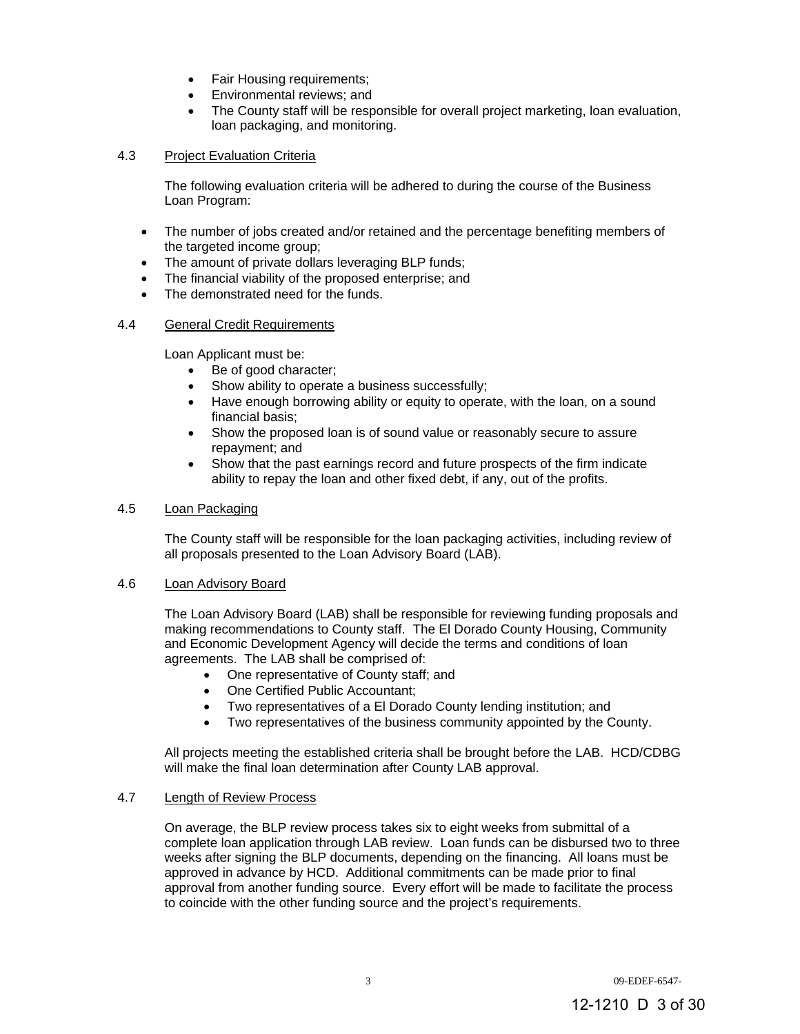- Fair Housing requirements;
- Environmental reviews; and
- The County staff will be responsible for overall project marketing, loan evaluation, loan packaging, and monitoring.

4.3 Project Evaluation Criteria

The following evaluation criteria will be adhered to during the course of the Business Loan Program:

- The number of jobs created and/or retained and the percentage benefiting members of the targeted income group;
- The amount of private dollars leveraging BLP funds;
- The financial viability of the proposed enterprise; and
- The demonstrated need for the funds.

4.4 General Credit Requirements

Loan Applicant must be:

- Be of good character;
- Show ability to operate a business successfully;
- Have enough borrowing ability or equity to operate, with the loan, on a sound financial basis;
- Show the proposed loan is of sound value or reasonably secure to assure repayment; and
- Show that the past earnings record and future prospects of the firm indicate ability to repay the loan and other fixed debt, if any, out of the profits.

4.5 Loan Packaging

The County staff will be responsible for the loan packaging activities, including review of all proposals presented to the Loan Advisory Board (LAB).

4.6 Loan Advisory Board

The Loan Advisory Board (LAB) shall be responsible for reviewing funding proposals and making recommendations to County staff. The El Dorado County Housing, Community and Economic Development Agency will decide the terms and conditions of loan agreements. The LAB shall be comprised of:

- One representative of County staff; and
- One Certified Public Accountant;
- Two representatives of a El Dorado County lending institution; and
- Two representatives of the business community appointed by the County.

All projects meeting the established criteria shall be brought before the LAB. HCD/CDBG will make the final loan determination after County LAB approval.

4.7 Length of Review Process

On average, the BLP review process takes six to eight weeks from submittal of a complete loan application through LAB review. Loan funds can be disbursed two to three weeks after signing the BLP documents, depending on the financing. All loans must be approved in advance by HCD. Additional commitments can be made prior to final approval from another funding source. Every effort will be made to facilitate the process to coincide with the other funding source and the project's requirements.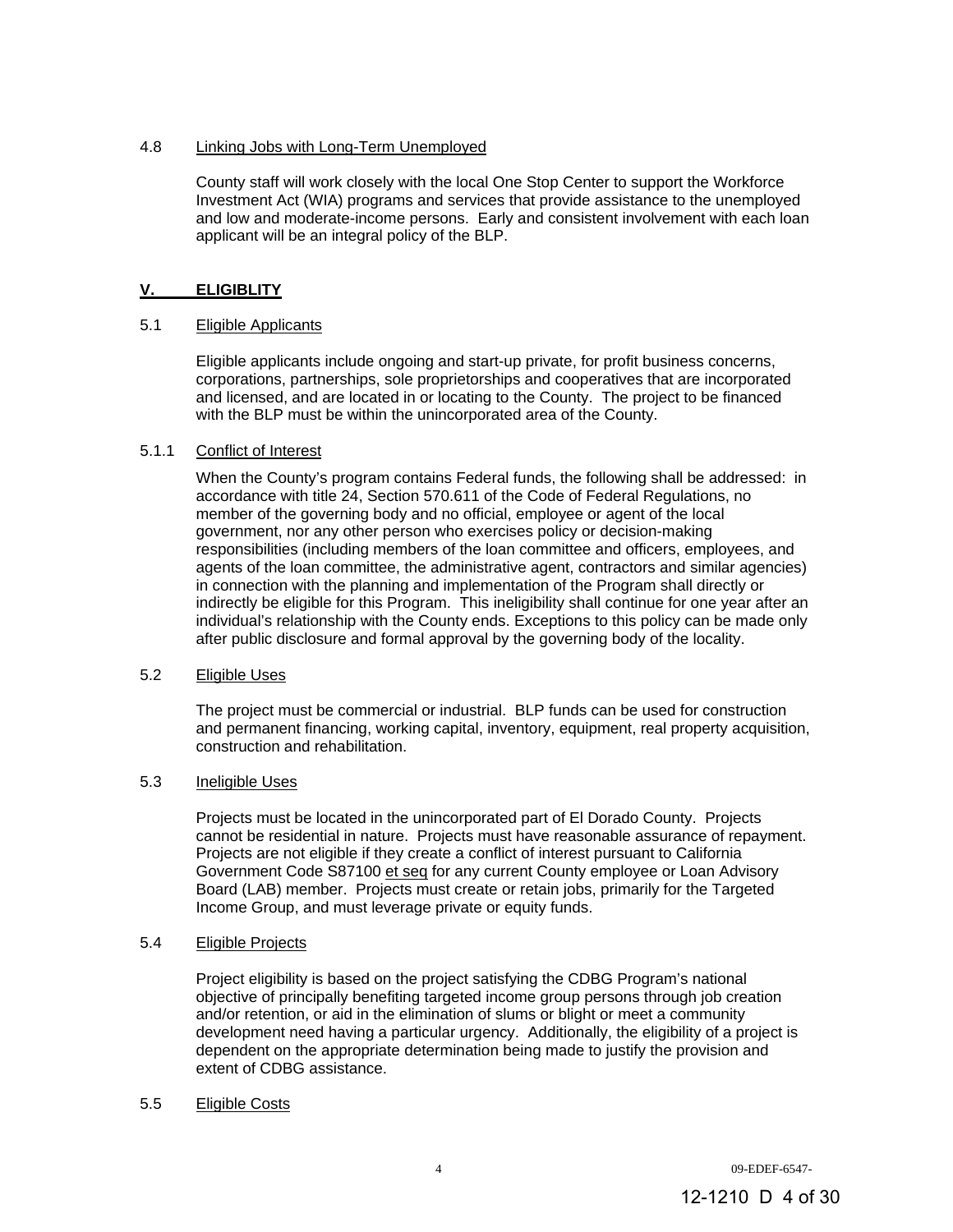### 4.8 Linking Jobs with Long-Term Unemployed

County staff will work closely with the local One Stop Center to support the Workforce Investment Act (WIA) programs and services that provide assistance to the unemployed and low and moderate-income persons. Early and consistent involvement with each loan applicant will be an integral policy of the BLP.

## V. ELIGIBLITY

### 5.1 Eligible Applicants

Eligible applicants include ongoing and start-up private, for profit business concerns, corporations, partnerships, sole proprietorships and cooperatives that are incorporated and licensed, and are located in or locating to the County. The project to be financed with the BLP must be within the unincorporated area of the County.

### 5.1.1 Conflict of Interest

When the County's program contains Federal funds, the following shall be addressed: in accordance with title 24, Section 570.611 of the Code of Federal Regulations, no member of the governing body and no official, employee or agent of the local government, nor any other person who exercises policy or decision-making responsibilities (including members of the loan committee and officers, employees, and agents of the loan committee, the administrative agent, contractors and similar agencies) in connection with the planning and implementation of the Program shall directly or indirectly be eligible for this Program. This ineligibility shall continue for one year after an individual's relationship with the County ends. Exceptions to this policy can be made only after public disclosure and formal approval by the governing body of the locality.

### 5.2 Eligible Uses

The project must be commercial or industrial. BLP funds can be used for construction and permanent financing, working capital, inventory, equipment, real property acquisition, construction and rehabilitation.

### 5.3 Ineligible Uses

Projects must be located in the unincorporated part of El Dorado County. Projects cannot be residential in nature. Projects must have reasonable assurance of repayment. Projects are not eligible if they create a conflict of interest pursuant to California Government Code S87100 et seq for any current County employee or Loan Advisory Board (LAB) member. Projects must create or retain jobs, primarily for the Targeted Income Group, and must leverage private or equity funds.

### 5.4 Eligible Projects

Project eligibility is based on the project satisfying the CDBG Program's national objective of principally benefiting targeted income group persons through job creation and/or retention, or aid in the elimination of slums or blight or meet a community development need having a particular urgency. Additionally, the eligibility of a project is dependent on the appropriate determination being made to justify the provision and extent of CDBG assistance.

### 5.5 Eligible Costs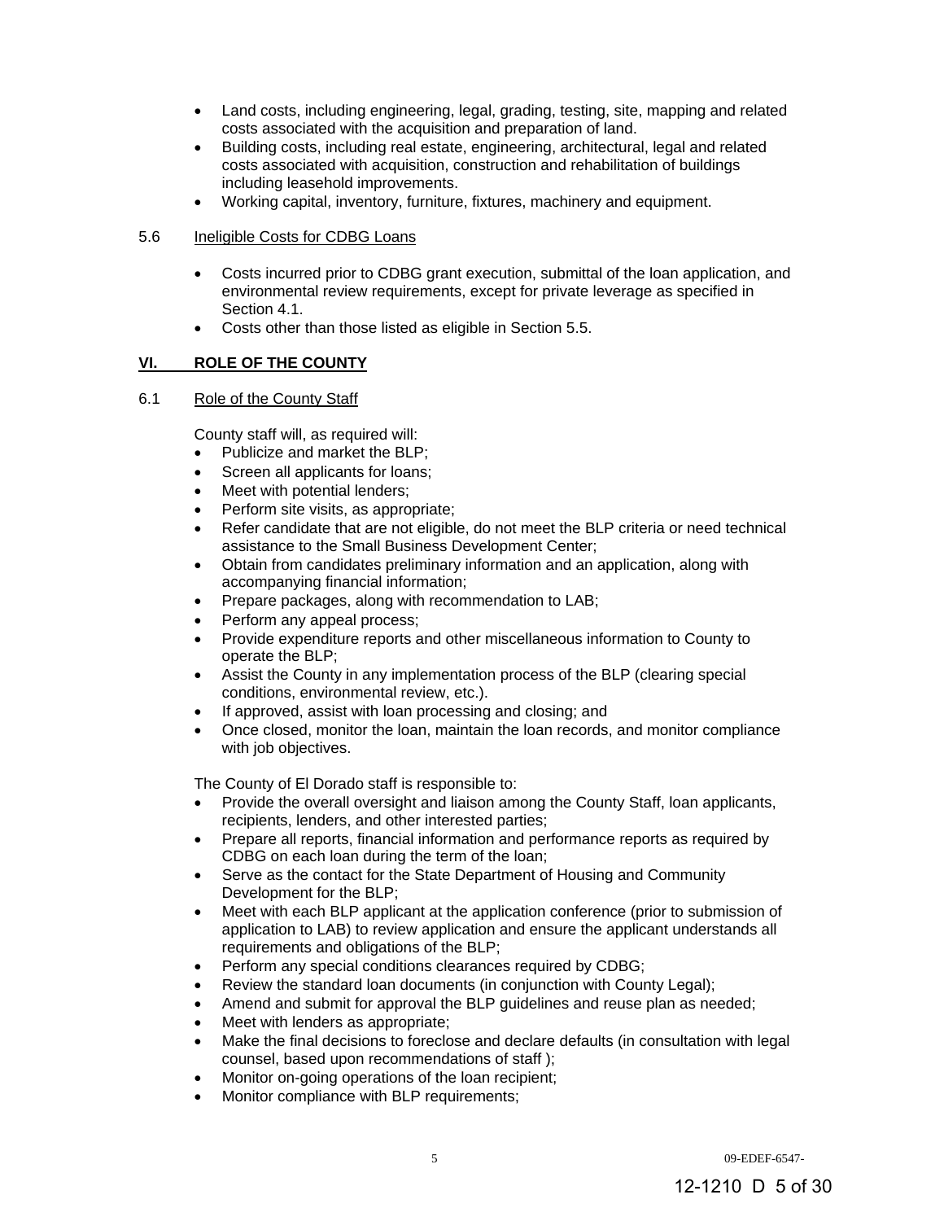- Land costs, including engineering, legal, grading, testing, site, mapping and related costs associated with the acquisition and preparation of land.
- Building costs, including real estate, engineering, architectural, legal and related costs associated with acquisition, construction and rehabilitation of buildings including leasehold improvements.
- Working capital, inventory, furniture, fixtures, machinery and equipment.

5.6 Ineligible Costs for CDBG Loans

- Costs incurred prior to CDBG grant execution, submittal of the loan application, and environmental review requirements, except for private leverage as specified in Section 4.1.
- Costs other than those listed as eligible in Section 5.5.

## VI. ROLE OF THE COUNTY

6.1 Role of the County Staff

County staff will, as required will:

- Publicize and market the BLP;
- Screen all applicants for loans;
- Meet with potential lenders;
- Perform site visits, as appropriate;
- Refer candidate that are not eligible, do not meet the BLP criteria or need technical assistance to the Small Business Development Center;
- Obtain from candidates preliminary information and an application, along with accompanying financial information;
- Prepare packages, along with recommendation to LAB;
- Perform any appeal process;
- Provide expenditure reports and other miscellaneous information to County to operate the BLP;
- Assist the County in any implementation process of the BLP (clearing special conditions, environmental review, etc.).
- If approved, assist with loan processing and closing; and
- Once closed, monitor the loan, maintain the loan records, and monitor compliance with job objectives.

The County of El Dorado staff is responsible to:

- Provide the overall oversight and liaison among the County Staff, loan applicants, recipients, lenders, and other interested parties;
- Prepare all reports, financial information and performance reports as required by CDBG on each loan during the term of the loan;
- Serve as the contact for the State Department of Housing and Community Development for the BLP;
- Meet with each BLP applicant at the application conference (prior to submission of application to LAB) to review application and ensure the applicant understands all requirements and obligations of the BLP;
- Perform any special conditions clearances required by CDBG;
- Review the standard loan documents (in conjunction with County Legal);
- Amend and submit for approval the BLP guidelines and reuse plan as needed;
- Meet with lenders as appropriate;
- Make the final decisions to foreclose and declare defaults (in consultation with legal counsel, based upon recommendations of staff );
- Monitor on-going operations of the loan recipient;
- Monitor compliance with BLP requirements;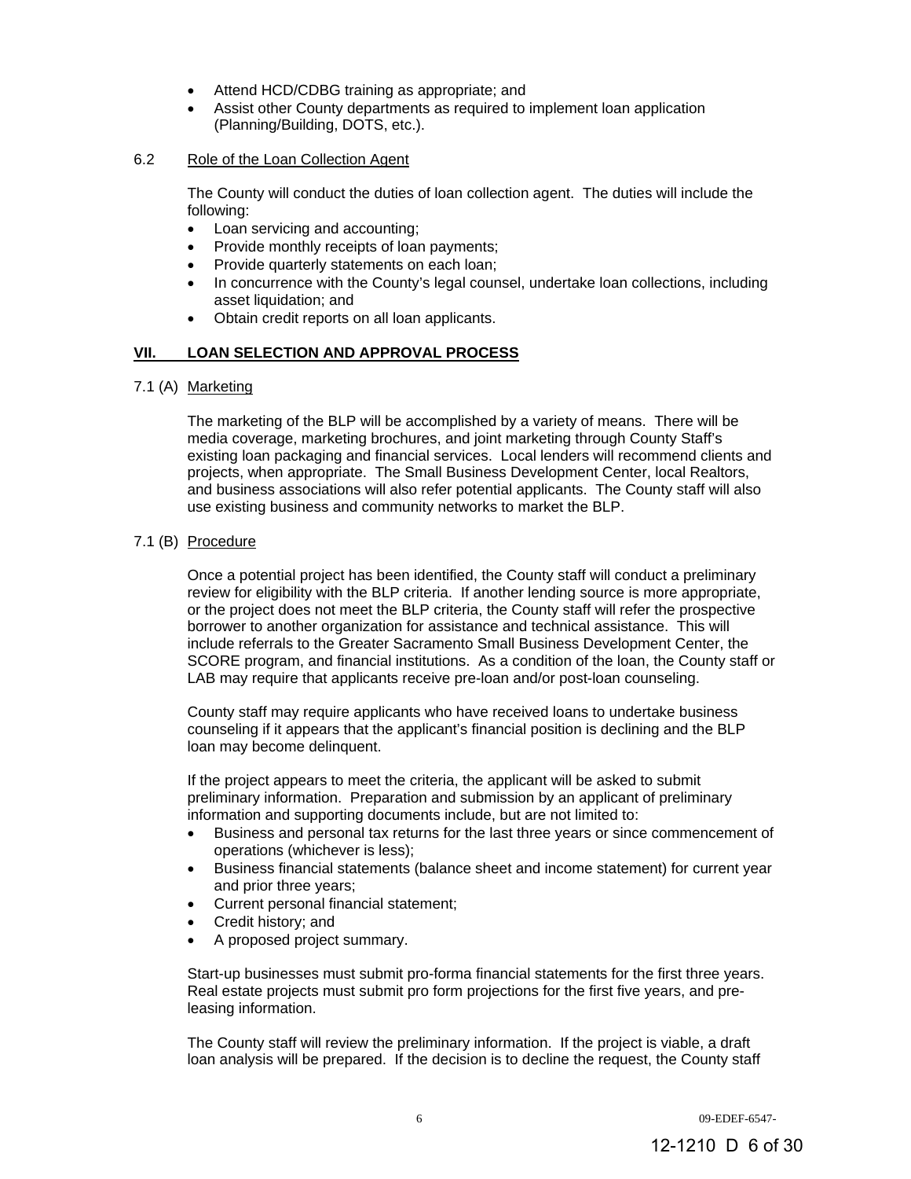- Attend HCD/CDBG training as appropriate; and
- Assist other County departments as required to implement loan application (Planning/Building, DOTS, etc.).

6.2 Role of the Loan Collection Agent

The County will conduct the duties of loan collection agent. The duties will include the following:

- Loan servicing and accounting;
- Provide monthly receipts of loan payments;
- Provide quarterly statements on each loan;
- In concurrence with the County's legal counsel, undertake loan collections, including asset liquidation; and
- Obtain credit reports on all loan applicants.

## VII. LOAN SELECTION AND APPROVAL PROCESS

7.1 (A) Marketing

The marketing of the BLP will be accomplished by a variety of means. There will be media coverage, marketing brochures, and joint marketing through County Staff's existing loan packaging and financial services. Local lenders will recommend clients and projects, when appropriate. The Small Business Development Center, local Realtors, and business associations will also refer potential applicants. The County staff will also use existing business and community networks to market the BLP.

7.1 (B) Procedure

Once a potential project has been identified, the County staff will conduct a preliminary review for eligibility with the BLP criteria. If another lending source is more appropriate, or the project does not meet the BLP criteria, the County staff will refer the prospective borrower to another organization for assistance and technical assistance. This will include referrals to the Greater Sacramento Small Business Development Center, the SCORE program, and financial institutions. As a condition of the loan, the County staff or LAB may require that applicants receive pre-loan and/or post-loan counseling.

County staff may require applicants who have received loans to undertake business counseling if it appears that the applicant's financial position is declining and the BLP loan may become delinquent.

If the project appears to meet the criteria, the applicant will be asked to submit preliminary information. Preparation and submission by an applicant of preliminary information and supporting documents include, but are not limited to:

- Business and personal tax returns for the last three years or since commencement of operations (whichever is less);
- Business financial statements (balance sheet and income statement) for current year and prior three years;
- Current personal financial statement;
- Credit history; and
- A proposed project summary.

Start-up businesses must submit pro-forma financial statements for the first three years. Real estate projects must submit pro form projections for the first five years, and pre-leasing information.

The County staff will review the preliminary information. If the project is viable, a draft loan analysis will be prepared. If the decision is to decline the request, the County staff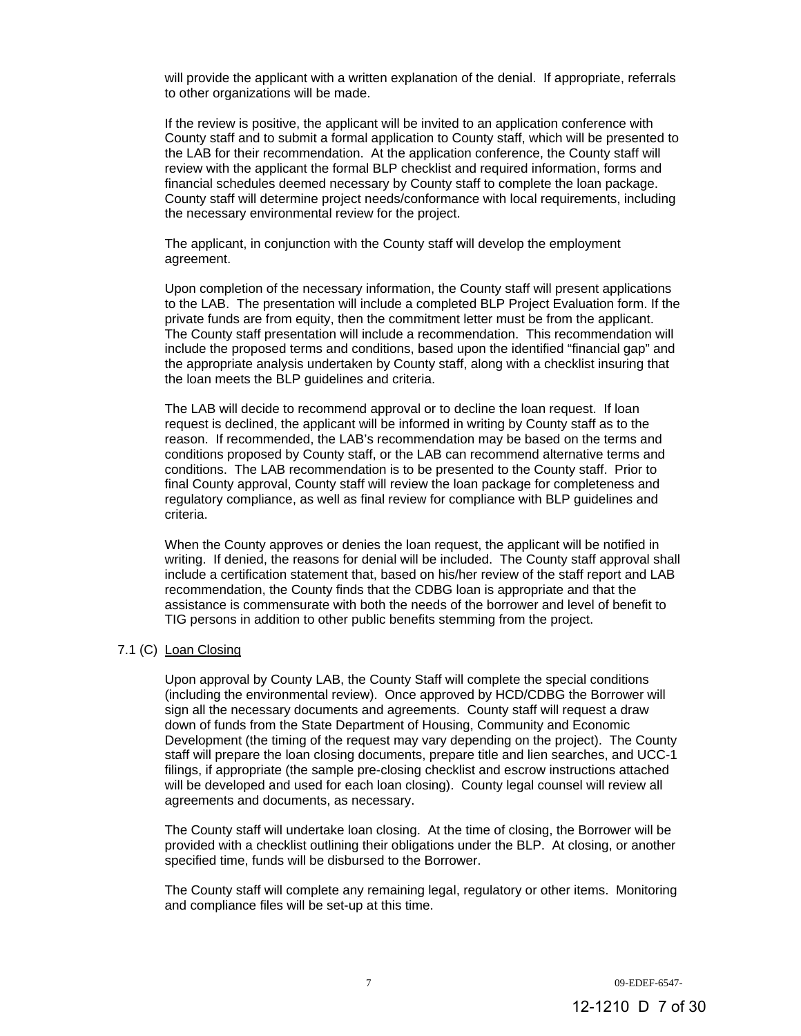will provide the applicant with a written explanation of the denial. If appropriate, referrals to other organizations will be made.

If the review is positive, the applicant will be invited to an application conference with County staff and to submit a formal application to County staff, which will be presented to the LAB for their recommendation. At the application conference, the County staff will review with the applicant the formal BLP checklist and required information, forms and financial schedules deemed necessary by County staff to complete the loan package. County staff will determine project needs/conformance with local requirements, including the necessary environmental review for the project.

The applicant, in conjunction with the County staff will develop the employment agreement.

Upon completion of the necessary information, the County staff will present applications to the LAB. The presentation will include a completed BLP Project Evaluation form. If the private funds are from equity, then the commitment letter must be from the applicant. The County staff presentation will include a recommendation. This recommendation will include the proposed terms and conditions, based upon the identified "financial gap" and the appropriate analysis undertaken by County staff, along with a checklist insuring that the loan meets the BLP guidelines and criteria.

The LAB will decide to recommend approval or to decline the loan request. If loan request is declined, the applicant will be informed in writing by County staff as to the reason. If recommended, the LAB's recommendation may be based on the terms and conditions proposed by County staff, or the LAB can recommend alternative terms and conditions. The LAB recommendation is to be presented to the County staff. Prior to final County approval, County staff will review the loan package for completeness and regulatory compliance, as well as final review for compliance with BLP guidelines and criteria.

When the County approves or denies the loan request, the applicant will be notified in writing. If denied, the reasons for denial will be included. The County staff approval shall include a certification statement that, based on his/her review of the staff report and LAB recommendation, the County finds that the CDBG loan is appropriate and that the assistance is commensurate with both the needs of the borrower and level of benefit to TIG persons in addition to other public benefits stemming from the project.

7.1 (C) Loan Closing

Upon approval by County LAB, the County Staff will complete the special conditions (including the environmental review). Once approved by HCD/CDBG the Borrower will sign all the necessary documents and agreements. County staff will request a draw down of funds from the State Department of Housing, Community and Economic Development (the timing of the request may vary depending on the project). The County staff will prepare the loan closing documents, prepare title and lien searches, and UCC-1 filings, if appropriate (the sample pre-closing checklist and escrow instructions attached will be developed and used for each loan closing). County legal counsel will review all agreements and documents, as necessary.

The County staff will undertake loan closing. At the time of closing, the Borrower will be provided with a checklist outlining their obligations under the BLP. At closing, or another specified time, funds will be disbursed to the Borrower.

The County staff will complete any remaining legal, regulatory or other items. Monitoring and compliance files will be set-up at this time.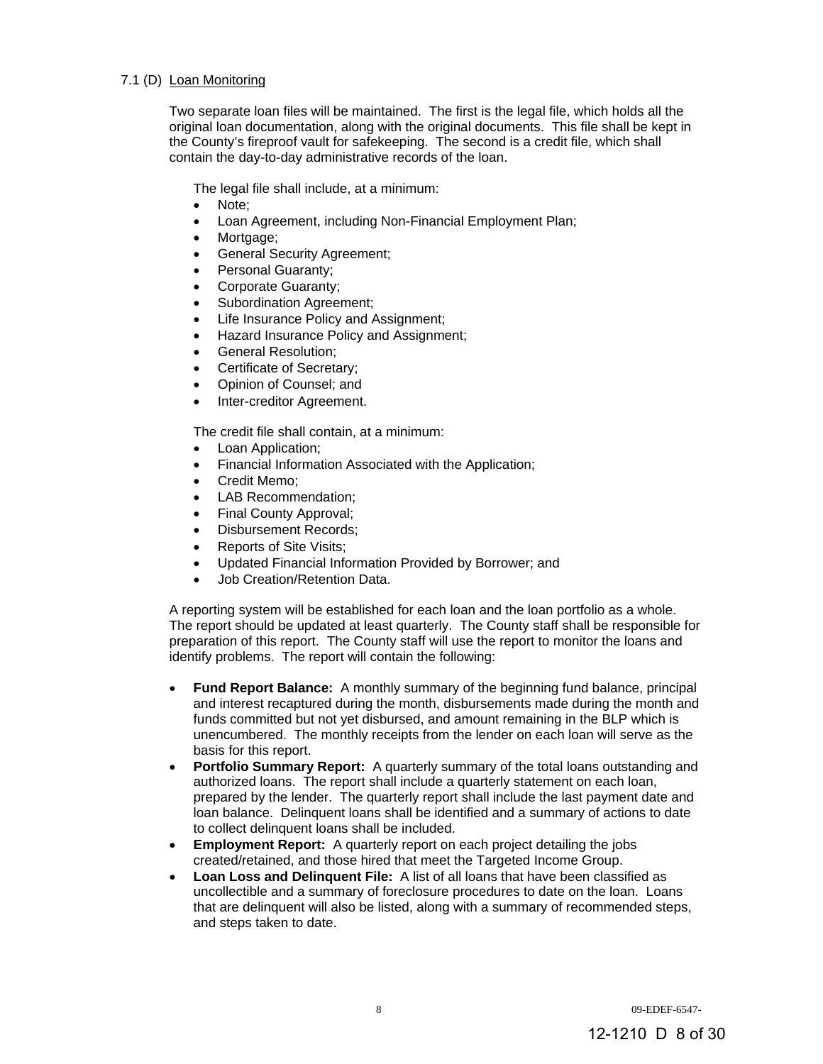7.1 (D) Loan Monitoring

Two separate loan files will be maintained. The first is the legal file, which holds all the original loan documentation, along with the original documents. This file shall be kept in the County's fireproof vault for safekeeping. The second is a credit file, which shall contain the day-to-day administrative records of the loan.

The legal file shall include, at a minimum:

- Note;
- Loan Agreement, including Non-Financial Employment Plan;
- Mortgage;
- General Security Agreement;
- Personal Guaranty;
- Corporate Guaranty;
- Subordination Agreement;
- Life Insurance Policy and Assignment;
- Hazard Insurance Policy and Assignment;
- General Resolution;
- Certificate of Secretary;
- Opinion of Counsel; and
- Inter-creditor Agreement.

The credit file shall contain, at a minimum:

- Loan Application;
- Financial Information Associated with the Application;
- Credit Memo;
- LAB Recommendation;
- Final County Approval;
- Disbursement Records;
- Reports of Site Visits;
- Updated Financial Information Provided by Borrower; and
- Job Creation/Retention Data.

A reporting system will be established for each loan and the loan portfolio as a whole. The report should be updated at least quarterly. The County staff shall be responsible for preparation of this report. The County staff will use the report to monitor the loans and identify problems. The report will contain the following:

- **Fund Report Balance:** A monthly summary of the beginning fund balance, principal and interest recaptured during the month, disbursements made during the month and funds committed but not yet disbursed, and amount remaining in the BLP which is unencumbered. The monthly receipts from the lender on each loan will serve as the basis for this report.
- **Portfolio Summary Report:** A quarterly summary of the total loans outstanding and authorized loans. The report shall include a quarterly statement on each loan, prepared by the lender. The quarterly report shall include the last payment date and loan balance. Delinquent loans shall be identified and a summary of actions to date to collect delinquent loans shall be included.
- **Employment Report:** A quarterly report on each project detailing the jobs created/retained, and those hired that meet the Targeted Income Group.
- **Loan Loss and Delinquent File:** A list of all loans that have been classified as uncollectible and a summary of foreclosure procedures to date on the loan. Loans that are delinquent will also be listed, along with a summary of recommended steps, and steps taken to date.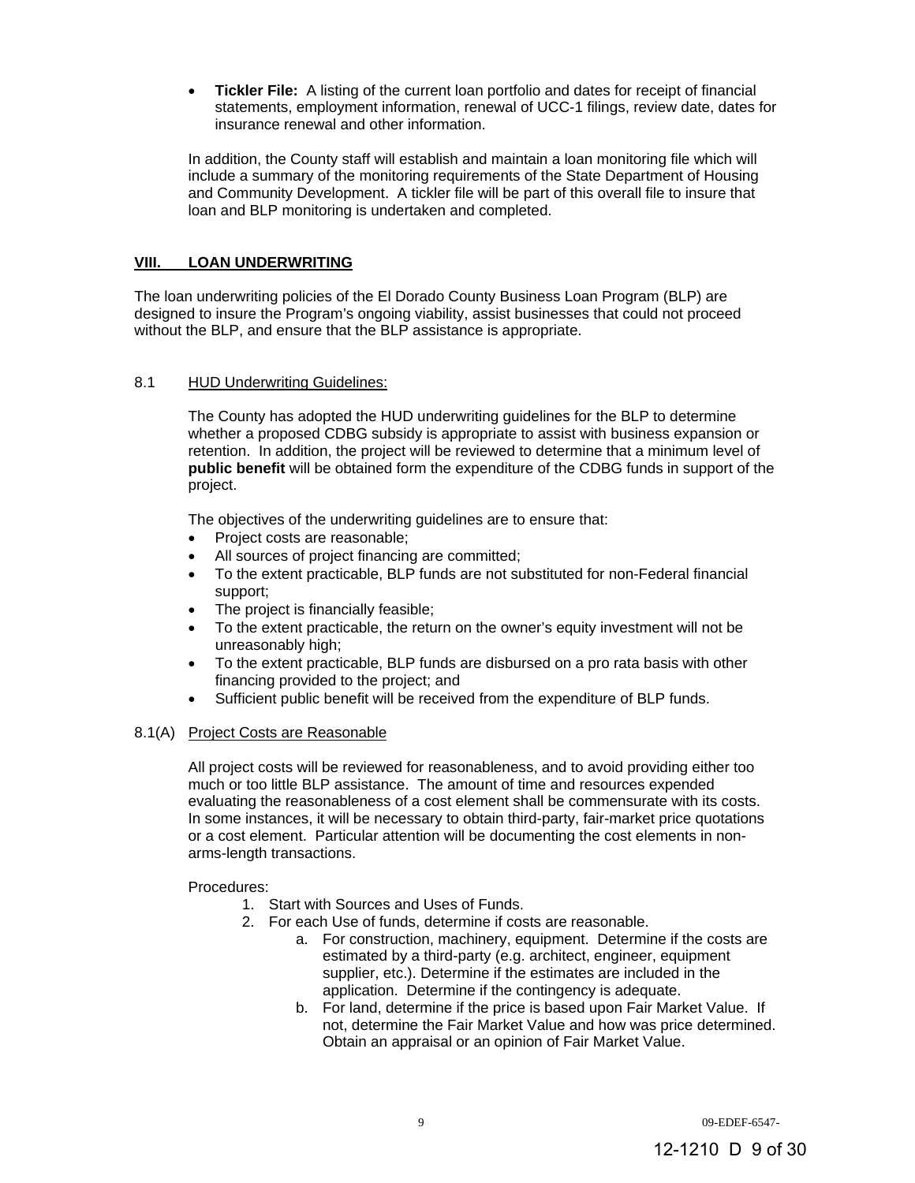- **Tickler File:** A listing of the current loan portfolio and dates for receipt of financial statements, employment information, renewal of UCC-1 filings, review date, dates for insurance renewal and other information.

In addition, the County staff will establish and maintain a loan monitoring file which will include a summary of the monitoring requirements of the State Department of Housing and Community Development. A tickler file will be part of this overall file to insure that loan and BLP monitoring is undertaken and completed.

## VIII. LOAN UNDERWRITING

The loan underwriting policies of the El Dorado County Business Loan Program (BLP) are designed to insure the Program's ongoing viability, assist businesses that could not proceed without the BLP, and ensure that the BLP assistance is appropriate.

### 8.1 HUD Underwriting Guidelines:

The County has adopted the HUD underwriting guidelines for the BLP to determine whether a proposed CDBG subsidy is appropriate to assist with business expansion or retention. In addition, the project will be reviewed to determine that a minimum level of **public benefit** will be obtained form the expenditure of the CDBG funds in support of the project.

The objectives of the underwriting guidelines are to ensure that:

- Project costs are reasonable;
- All sources of project financing are committed;
- To the extent practicable, BLP funds are not substituted for non-Federal financial support;
- The project is financially feasible;
- To the extent practicable, the return on the owner's equity investment will not be unreasonably high;
- To the extent practicable, BLP funds are disbursed on a pro rata basis with other financing provided to the project; and
- Sufficient public benefit will be received from the expenditure of BLP funds.

### 8.1(A) Project Costs are Reasonable

All project costs will be reviewed for reasonableness, and to avoid providing either too much or too little BLP assistance. The amount of time and resources expended evaluating the reasonableness of a cost element shall be commensurate with its costs. In some instances, it will be necessary to obtain third-party, fair-market price quotations or a cost element. Particular attention will be documenting the cost elements in non-arms-length transactions.

Procedures:

1. Start with Sources and Uses of Funds.
2. For each Use of funds, determine if costs are reasonable.
    a. For construction, machinery, equipment. Determine if the costs are estimated by a third-party (e.g. architect, engineer, equipment supplier, etc.). Determine if the estimates are included in the application. Determine if the contingency is adequate.
    b. For land, determine if the price is based upon Fair Market Value. If not, determine the Fair Market Value and how was price determined. Obtain an appraisal or an opinion of Fair Market Value.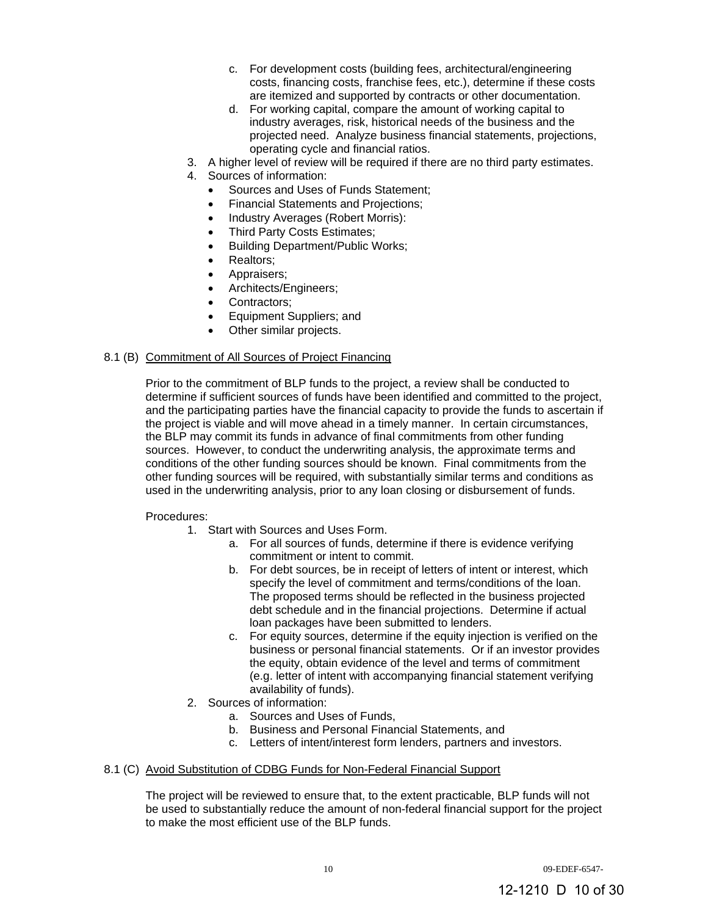c. For development costs (building fees, architectural/engineering costs, financing costs, franchise fees, etc.), determine if these costs are itemized and supported by contracts or other documentation.
   d. For working capital, compare the amount of working capital to industry averages, risk, historical needs of the business and the projected need. Analyze business financial statements, projections, operating cycle and financial ratios.
3. A higher level of review will be required if there are no third party estimates.
4. Sources of information:
   - Sources and Uses of Funds Statement;
   - Financial Statements and Projections;
   - Industry Averages (Robert Morris):
   - Third Party Costs Estimates;
   - Building Department/Public Works;
   - Realtors;
   - Appraisers;
   - Architects/Engineers;
   - Contractors;
   - Equipment Suppliers; and
   - Other similar projects.

8.1 (B) Commitment of All Sources of Project Financing

Prior to the commitment of BLP funds to the project, a review shall be conducted to determine if sufficient sources of funds have been identified and committed to the project, and the participating parties have the financial capacity to provide the funds to ascertain if the project is viable and will move ahead in a timely manner. In certain circumstances, the BLP may commit its funds in advance of final commitments from other funding sources. However, to conduct the underwriting analysis, the approximate terms and conditions of the other funding sources should be known. Final commitments from the other funding sources will be required, with substantially similar terms and conditions as used in the underwriting analysis, prior to any loan closing or disbursement of funds.

Procedures:

1. Start with Sources and Uses Form.
   a. For all sources of funds, determine if there is evidence verifying commitment or intent to commit.
   b. For debt sources, be in receipt of letters of intent or interest, which specify the level of commitment and terms/conditions of the loan. The proposed terms should be reflected in the business projected debt schedule and in the financial projections. Determine if actual loan packages have been submitted to lenders.
   c. For equity sources, determine if the equity injection is verified on the business or personal financial statements. Or if an investor provides the equity, obtain evidence of the level and terms of commitment (e.g. letter of intent with accompanying financial statement verifying availability of funds).
2. Sources of information:
   a. Sources and Uses of Funds,
   b. Business and Personal Financial Statements, and
   c. Letters of intent/interest form lenders, partners and investors.

8.1 (C) Avoid Substitution of CDBG Funds for Non-Federal Financial Support

The project will be reviewed to ensure that, to the extent practicable, BLP funds will not be used to substantially reduce the amount of non-federal financial support for the project to make the most efficient use of the BLP funds.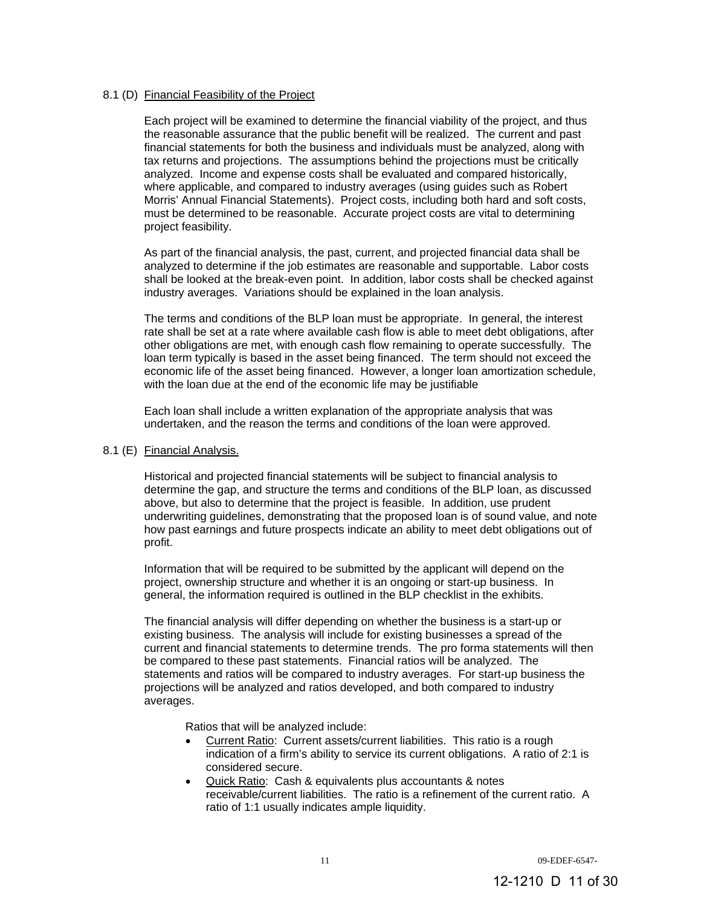8.1 (D) Financial Feasibility of the Project

Each project will be examined to determine the financial viability of the project, and thus the reasonable assurance that the public benefit will be realized. The current and past financial statements for both the business and individuals must be analyzed, along with tax returns and projections. The assumptions behind the projections must be critically analyzed. Income and expense costs shall be evaluated and compared historically, where applicable, and compared to industry averages (using guides such as Robert Morris' Annual Financial Statements). Project costs, including both hard and soft costs, must be determined to be reasonable. Accurate project costs are vital to determining project feasibility.

As part of the financial analysis, the past, current, and projected financial data shall be analyzed to determine if the job estimates are reasonable and supportable. Labor costs shall be looked at the break-even point. In addition, labor costs shall be checked against industry averages. Variations should be explained in the loan analysis.

The terms and conditions of the BLP loan must be appropriate. In general, the interest rate shall be set at a rate where available cash flow is able to meet debt obligations, after other obligations are met, with enough cash flow remaining to operate successfully. The loan term typically is based in the asset being financed. The term should not exceed the economic life of the asset being financed. However, a longer loan amortization schedule, with the loan due at the end of the economic life may be justifiable

Each loan shall include a written explanation of the appropriate analysis that was undertaken, and the reason the terms and conditions of the loan were approved.

8.1 (E) Financial Analysis.

Historical and projected financial statements will be subject to financial analysis to determine the gap, and structure the terms and conditions of the BLP loan, as discussed above, but also to determine that the project is feasible. In addition, use prudent underwriting guidelines, demonstrating that the proposed loan is of sound value, and note how past earnings and future prospects indicate an ability to meet debt obligations out of profit.

Information that will be required to be submitted by the applicant will depend on the project, ownership structure and whether it is an ongoing or start-up business. In general, the information required is outlined in the BLP checklist in the exhibits.

The financial analysis will differ depending on whether the business is a start-up or existing business. The analysis will include for existing businesses a spread of the current and financial statements to determine trends. The pro forma statements will then be compared to these past statements. Financial ratios will be analyzed. The statements and ratios will be compared to industry averages. For start-up business the projections will be analyzed and ratios developed, and both compared to industry averages.

Ratios that will be analyzed include:

- Current Ratio: Current assets/current liabilities. This ratio is a rough indication of a firm's ability to service its current obligations. A ratio of 2:1 is considered secure.
- Quick Ratio: Cash & equivalents plus accountants & notes receivable/current liabilities. The ratio is a refinement of the current ratio. A ratio of 1:1 usually indicates ample liquidity.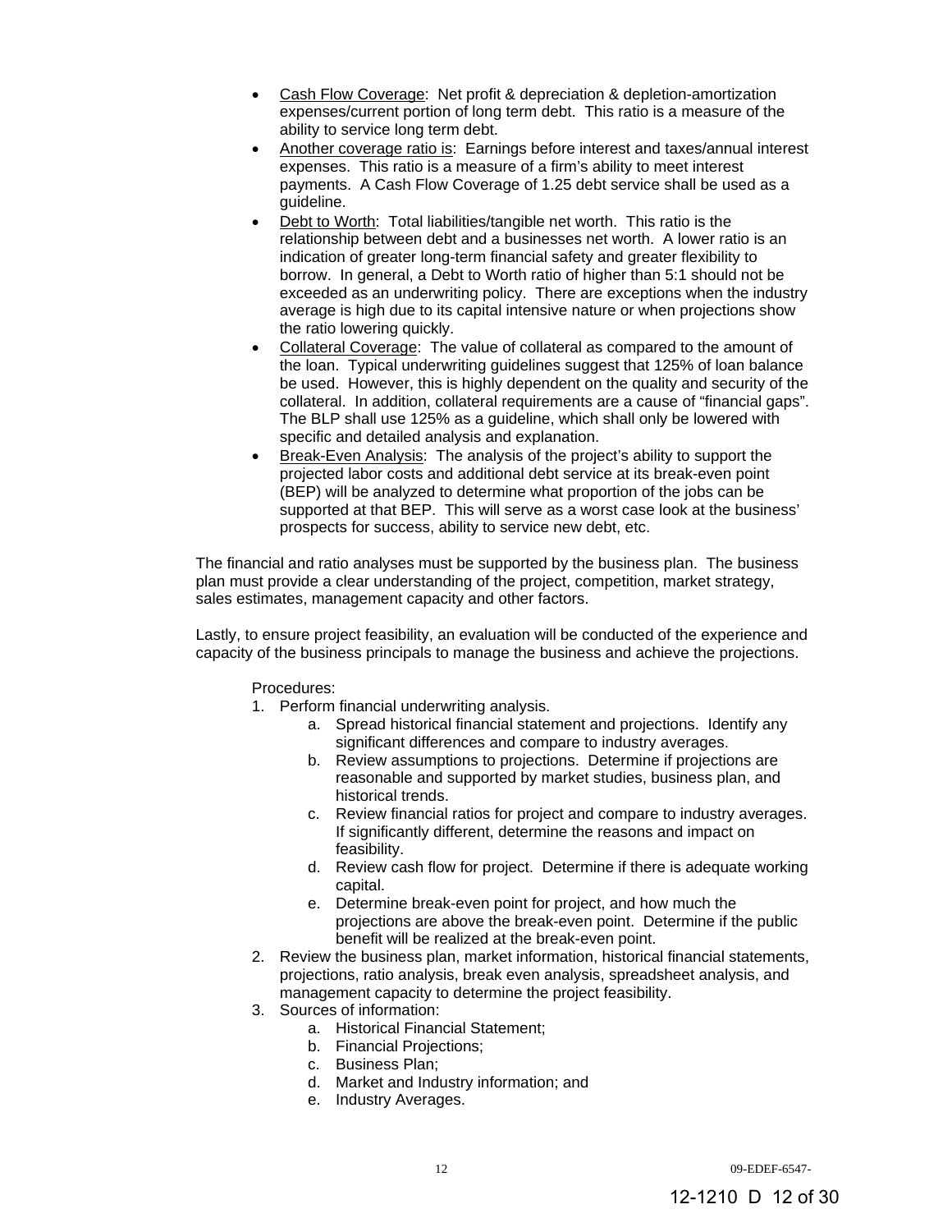- Cash Flow Coverage: Net profit & depreciation & depletion-amortization expenses/current portion of long term debt. This ratio is a measure of the ability to service long term debt.
- Another coverage ratio is: Earnings before interest and taxes/annual interest expenses. This ratio is a measure of a firm's ability to meet interest payments. A Cash Flow Coverage of 1.25 debt service shall be used as a guideline.
- Debt to Worth: Total liabilities/tangible net worth. This ratio is the relationship between debt and a businesses net worth. A lower ratio is an indication of greater long-term financial safety and greater flexibility to borrow. In general, a Debt to Worth ratio of higher than 5:1 should not be exceeded as an underwriting policy. There are exceptions when the industry average is high due to its capital intensive nature or when projections show the ratio lowering quickly.
- Collateral Coverage: The value of collateral as compared to the amount of the loan. Typical underwriting guidelines suggest that 125% of loan balance be used. However, this is highly dependent on the quality and security of the collateral. In addition, collateral requirements are a cause of "financial gaps". The BLP shall use 125% as a guideline, which shall only be lowered with specific and detailed analysis and explanation.
- Break-Even Analysis: The analysis of the project's ability to support the projected labor costs and additional debt service at its break-even point (BEP) will be analyzed to determine what proportion of the jobs can be supported at that BEP. This will serve as a worst case look at the business' prospects for success, ability to service new debt, etc.

The financial and ratio analyses must be supported by the business plan. The business plan must provide a clear understanding of the project, competition, market strategy, sales estimates, management capacity and other factors.

Lastly, to ensure project feasibility, an evaluation will be conducted of the experience and capacity of the business principals to manage the business and achieve the projections.

Procedures:

1. Perform financial underwriting analysis.
   a. Spread historical financial statement and projections. Identify any significant differences and compare to industry averages.
   b. Review assumptions to projections. Determine if projections are reasonable and supported by market studies, business plan, and historical trends.
   c. Review financial ratios for project and compare to industry averages. If significantly different, determine the reasons and impact on feasibility.
   d. Review cash flow for project. Determine if there is adequate working capital.
   e. Determine break-even point for project, and how much the projections are above the break-even point. Determine if the public benefit will be realized at the break-even point.
2. Review the business plan, market information, historical financial statements, projections, ratio analysis, break even analysis, spreadsheet analysis, and management capacity to determine the project feasibility.
3. Sources of information:
   a. Historical Financial Statement;
   b. Financial Projections;
   c. Business Plan;
   d. Market and Industry information; and
   e. Industry Averages.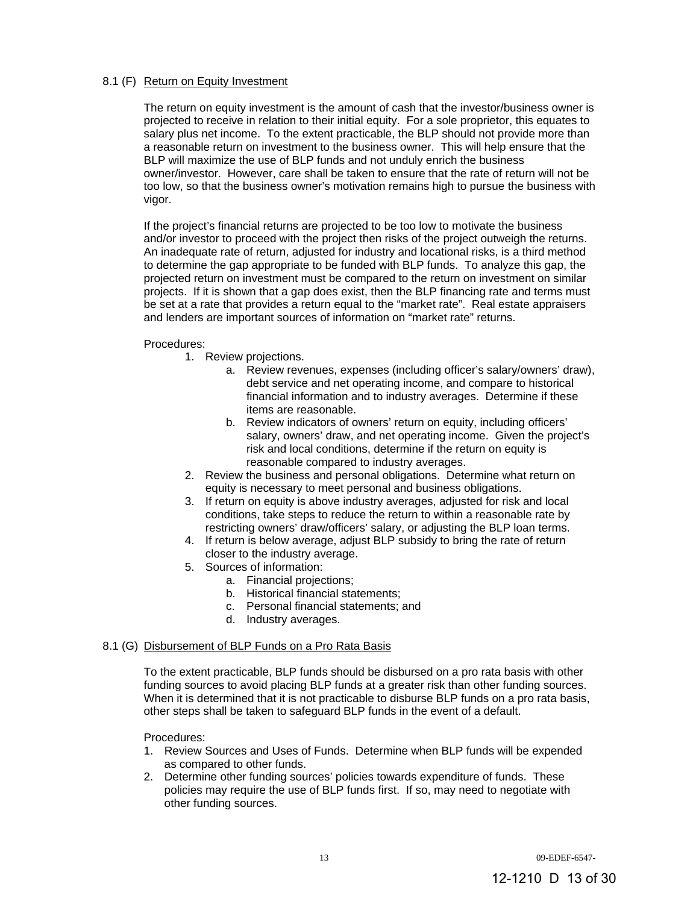8.1 (F) Return on Equity Investment

The return on equity investment is the amount of cash that the investor/business owner is projected to receive in relation to their initial equity. For a sole proprietor, this equates to salary plus net income. To the extent practicable, the BLP should not provide more than a reasonable return on investment to the business owner. This will help ensure that the BLP will maximize the use of BLP funds and not unduly enrich the business owner/investor. However, care shall be taken to ensure that the rate of return will not be too low, so that the business owner's motivation remains high to pursue the business with vigor.

If the project's financial returns are projected to be too low to motivate the business and/or investor to proceed with the project then risks of the project outweigh the returns. An inadequate rate of return, adjusted for industry and locational risks, is a third method to determine the gap appropriate to be funded with BLP funds. To analyze this gap, the projected return on investment must be compared to the return on investment on similar projects. If it is shown that a gap does exist, then the BLP financing rate and terms must be set at a rate that provides a return equal to the "market rate". Real estate appraisers and lenders are important sources of information on "market rate" returns.

Procedures:

1. Review projections.
   a. Review revenues, expenses (including officer's salary/owners' draw), debt service and net operating income, and compare to historical financial information and to industry averages. Determine if these items are reasonable.
   b. Review indicators of owners' return on equity, including officers' salary, owners' draw, and net operating income. Given the project's risk and local conditions, determine if the return on equity is reasonable compared to industry averages.
2. Review the business and personal obligations. Determine what return on equity is necessary to meet personal and business obligations.
3. If return on equity is above industry averages, adjusted for risk and local conditions, take steps to reduce the return to within a reasonable rate by restricting owners' draw/officers' salary, or adjusting the BLP loan terms.
4. If return is below average, adjust BLP subsidy to bring the rate of return closer to the industry average.
5. Sources of information:
   a. Financial projections;
   b. Historical financial statements;
   c. Personal financial statements; and
   d. Industry averages.

8.1 (G) Disbursement of BLP Funds on a Pro Rata Basis

To the extent practicable, BLP funds should be disbursed on a pro rata basis with other funding sources to avoid placing BLP funds at a greater risk than other funding sources. When it is determined that it is not practicable to disburse BLP funds on a pro rata basis, other steps shall be taken to safeguard BLP funds in the event of a default.

Procedures:

1. Review Sources and Uses of Funds. Determine when BLP funds will be expended as compared to other funds.
2. Determine other funding sources' policies towards expenditure of funds. These policies may require the use of BLP funds first. If so, may need to negotiate with other funding sources.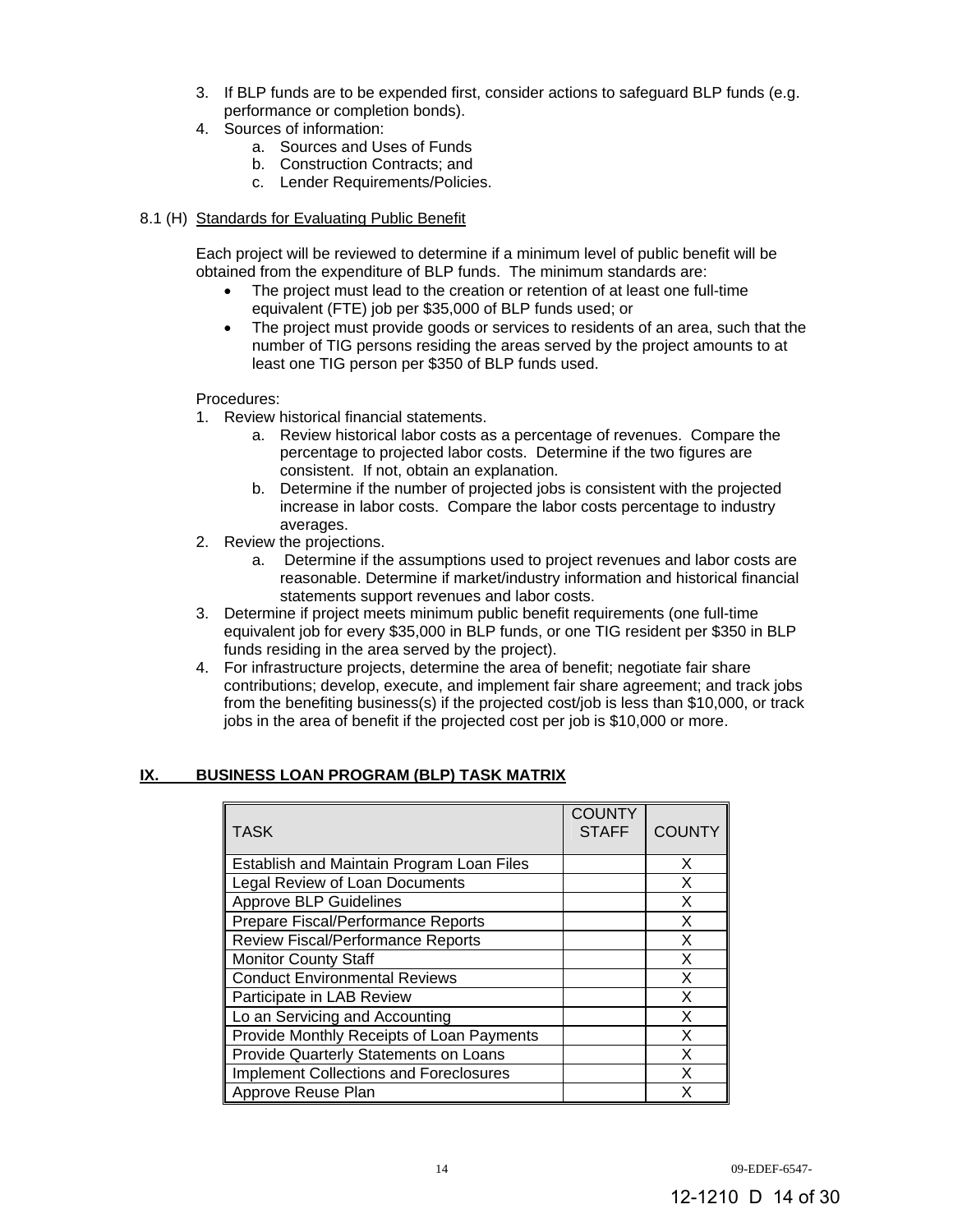3. If BLP funds are to be expended first, consider actions to safeguard BLP funds (e.g. performance or completion bonds).
4. Sources of information:
    a. Sources and Uses of Funds
    b. Construction Contracts; and
    c. Lender Requirements/Policies.

8.1 (H) Standards for Evaluating Public Benefit

Each project will be reviewed to determine if a minimum level of public benefit will be obtained from the expenditure of BLP funds. The minimum standards are:

- The project must lead to the creation or retention of at least one full-time equivalent (FTE) job per $35,000 of BLP funds used; or
- The project must provide goods or services to residents of an area, such that the number of TIG persons residing the areas served by the project amounts to at least one TIG person per $350 of BLP funds used.

Procedures:

1. Review historical financial statements.
    a. Review historical labor costs as a percentage of revenues. Compare the percentage to projected labor costs. Determine if the two figures are consistent. If not, obtain an explanation.
    b. Determine if the number of projected jobs is consistent with the projected increase in labor costs. Compare the labor costs percentage to industry averages.
2. Review the projections.
    a. Determine if the assumptions used to project revenues and labor costs are reasonable. Determine if market/industry information and historical financial statements support revenues and labor costs.
3. Determine if project meets minimum public benefit requirements (one full-time equivalent job for every $35,000 in BLP funds, or one TIG resident per $350 in BLP funds residing in the area served by the project).
4. For infrastructure projects, determine the area of benefit; negotiate fair share contributions; develop, execute, and implement fair share agreement; and track jobs from the benefiting business(s) if the projected cost/job is less than $10,000, or track jobs in the area of benefit if the projected cost per job is $10,000 or more.

## IX. BUSINESS LOAN PROGRAM (BLP) TASK MATRIX

| TASK | COUNTY STAFF | COUNTY |
|---|---|---|
| Establish and Maintain Program Loan Files | | X |
| Legal Review of Loan Documents | | X |
| Approve BLP Guidelines | | X |
| Prepare Fiscal/Performance Reports | | X |
| Review Fiscal/Performance Reports | | X |
| Monitor County Staff | | X |
| Conduct Environmental Reviews | | X |
| Participate in LAB Review | | X |
| Lo an Servicing and Accounting | | X |
| Provide Monthly Receipts of Loan Payments | | X |
| Provide Quarterly Statements on Loans | | X |
| Implement Collections and Foreclosures | | X |
| Approve Reuse Plan | | X |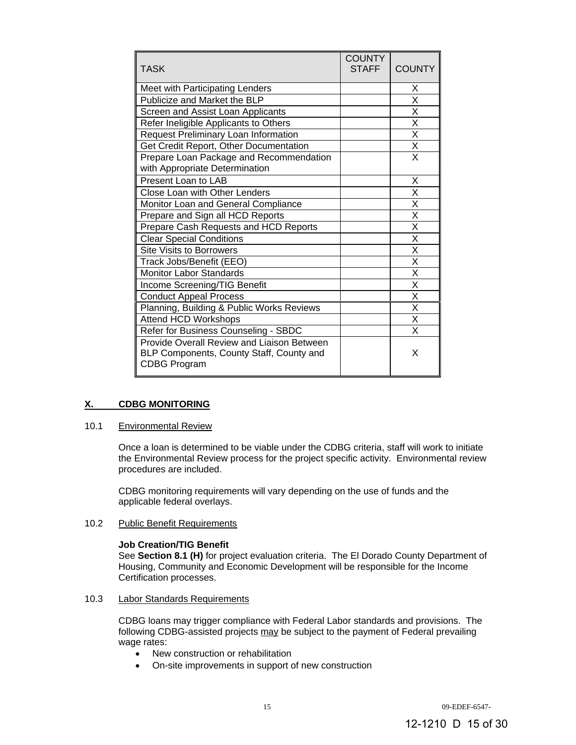| TASK | COUNTY STAFF | COUNTY |
|---|---|---|
| Meet with Participating Lenders | | X |
| Publicize and Market the BLP | | X |
| Screen and Assist Loan Applicants | | X |
| Refer Ineligible Applicants to Others | | X |
| Request Preliminary Loan Information | | X |
| Get Credit Report, Other Documentation | | X |
| Prepare Loan Package and Recommendation with Appropriate Determination | | X |
| Present Loan to LAB | | X |
| Close Loan with Other Lenders | | X |
| Monitor Loan and General Compliance | | X |
| Prepare and Sign all HCD Reports | | X |
| Prepare Cash Requests and HCD Reports | | X |
| Clear Special Conditions | | X |
| Site Visits to Borrowers | | X |
| Track Jobs/Benefit (EEO) | | X |
| Monitor Labor Standards | | X |
| Income Screening/TIG Benefit | | X |
| Conduct Appeal Process | | X |
| Planning, Building & Public Works Reviews | | X |
| Attend HCD Workshops | | X |
| Refer for Business Counseling - SBDC | | X |
| Provide Overall Review and Liaison Between BLP Components, County Staff, County and CDBG Program | | X |

## X. CDBG MONITORING

10.1 Environmental Review

Once a loan is determined to be viable under the CDBG criteria, staff will work to initiate the Environmental Review process for the project specific activity. Environmental review procedures are included.

CDBG monitoring requirements will vary depending on the use of funds and the applicable federal overlays.

10.2 Public Benefit Requirements

**Job Creation/TIG Benefit**
See **Section 8.1 (H)** for project evaluation criteria. The El Dorado County Department of Housing, Community and Economic Development will be responsible for the Income Certification processes.

10.3 Labor Standards Requirements

CDBG loans may trigger compliance with Federal Labor standards and provisions. The following CDBG-assisted projects may be subject to the payment of Federal prevailing wage rates:

- New construction or rehabilitation
- On-site improvements in support of new construction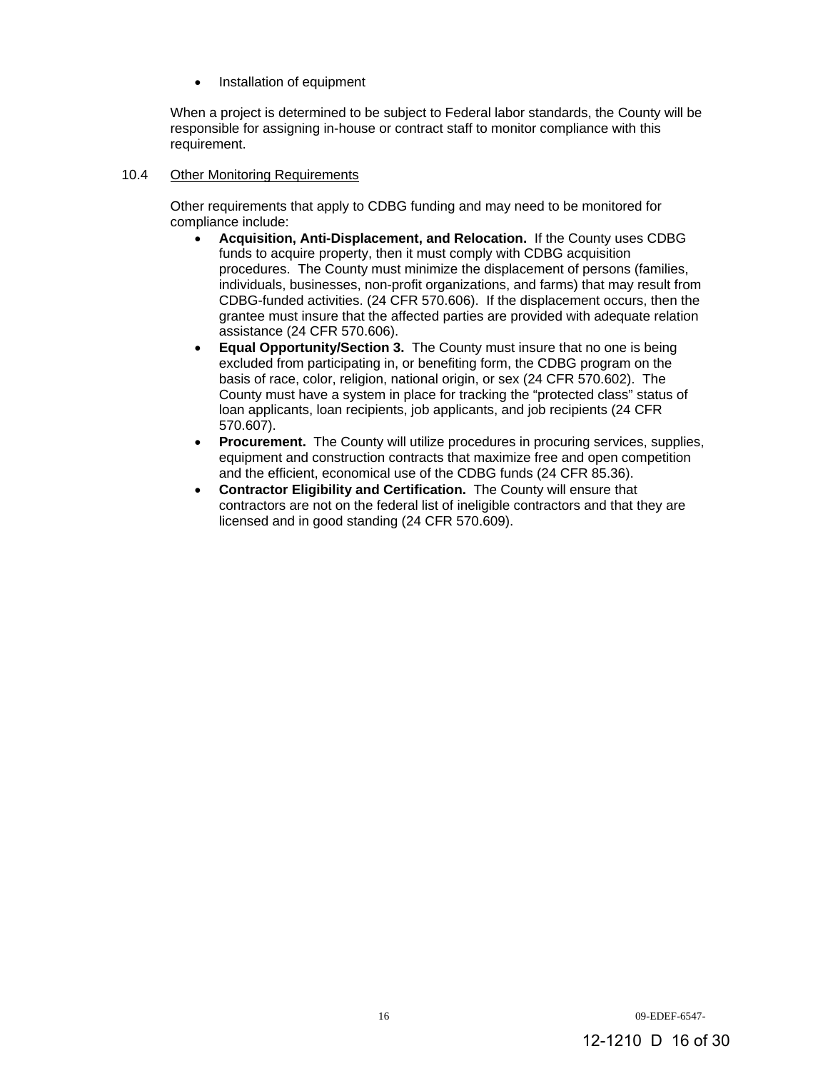- Installation of equipment

When a project is determined to be subject to Federal labor standards, the County will be responsible for assigning in-house or contract staff to monitor compliance with this requirement.

### 10.4 Other Monitoring Requirements

Other requirements that apply to CDBG funding and may need to be monitored for compliance include:

- **Acquisition, Anti-Displacement, and Relocation.** If the County uses CDBG funds to acquire property, then it must comply with CDBG acquisition procedures. The County must minimize the displacement of persons (families, individuals, businesses, non-profit organizations, and farms) that may result from CDBG-funded activities. (24 CFR 570.606). If the displacement occurs, then the grantee must insure that the affected parties are provided with adequate relation assistance (24 CFR 570.606).
- **Equal Opportunity/Section 3.** The County must insure that no one is being excluded from participating in, or benefiting form, the CDBG program on the basis of race, color, religion, national origin, or sex (24 CFR 570.602). The County must have a system in place for tracking the "protected class" status of loan applicants, loan recipients, job applicants, and job recipients (24 CFR 570.607).
- **Procurement.** The County will utilize procedures in procuring services, supplies, equipment and construction contracts that maximize free and open competition and the efficient, economical use of the CDBG funds (24 CFR 85.36).
- **Contractor Eligibility and Certification.** The County will ensure that contractors are not on the federal list of ineligible contractors and that they are licensed and in good standing (24 CFR 570.609).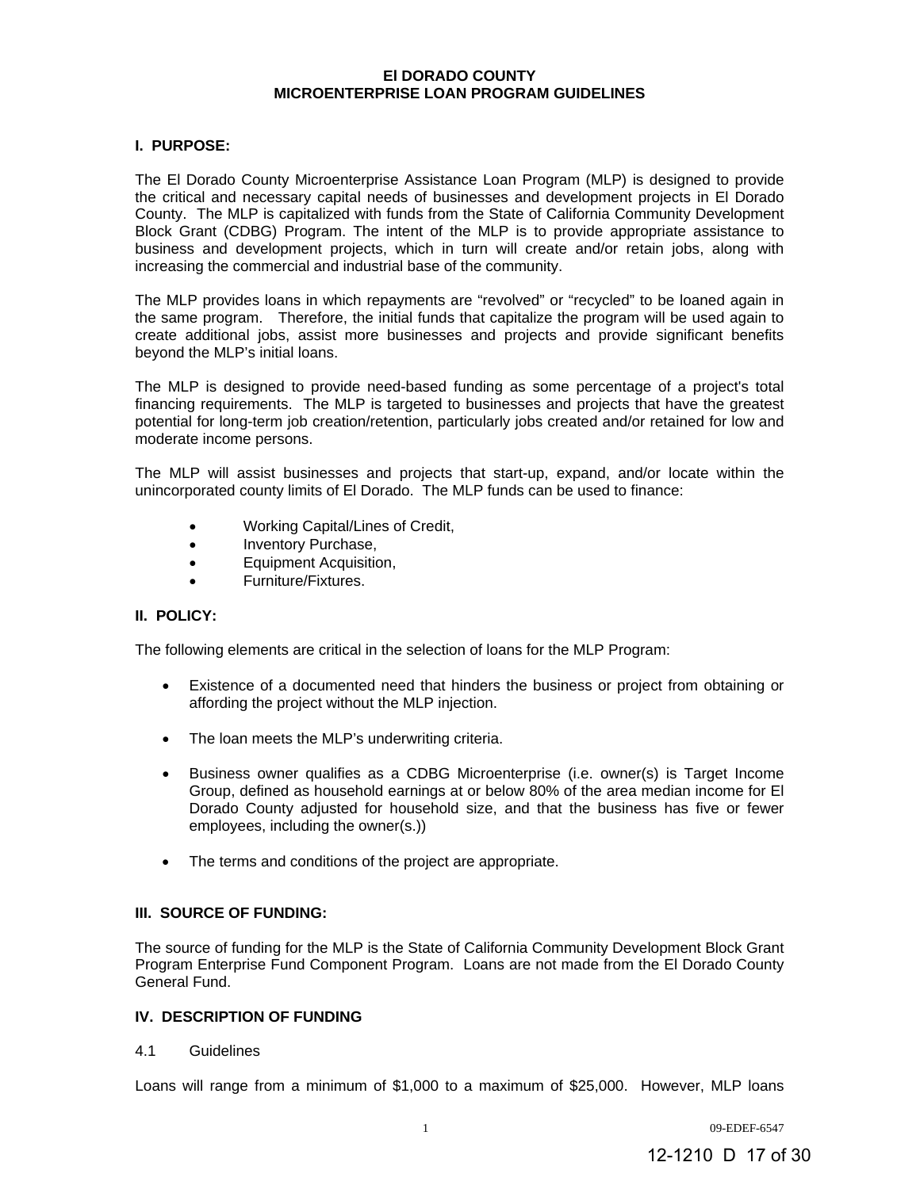# El DORADO COUNTY
# MICROENTERPRISE LOAN PROGRAM GUIDELINES

## I. PURPOSE:

The El Dorado County Microenterprise Assistance Loan Program (MLP) is designed to provide the critical and necessary capital needs of businesses and development projects in El Dorado County. The MLP is capitalized with funds from the State of California Community Development Block Grant (CDBG) Program. The intent of the MLP is to provide appropriate assistance to business and development projects, which in turn will create and/or retain jobs, along with increasing the commercial and industrial base of the community.

The MLP provides loans in which repayments are "revolved" or "recycled" to be loaned again in the same program. Therefore, the initial funds that capitalize the program will be used again to create additional jobs, assist more businesses and projects and provide significant benefits beyond the MLP's initial loans.

The MLP is designed to provide need-based funding as some percentage of a project's total financing requirements. The MLP is targeted to businesses and projects that have the greatest potential for long-term job creation/retention, particularly jobs created and/or retained for low and moderate income persons.

The MLP will assist businesses and projects that start-up, expand, and/or locate within the unincorporated county limits of El Dorado. The MLP funds can be used to finance:

- Working Capital/Lines of Credit,
- Inventory Purchase,
- Equipment Acquisition,
- Furniture/Fixtures.

## II. POLICY:

The following elements are critical in the selection of loans for the MLP Program:

- Existence of a documented need that hinders the business or project from obtaining or affording the project without the MLP injection.
- The loan meets the MLP's underwriting criteria.
- Business owner qualifies as a CDBG Microenterprise (i.e. owner(s) is Target Income Group, defined as household earnings at or below 80% of the area median income for El Dorado County adjusted for household size, and that the business has five or fewer employees, including the owner(s.))
- The terms and conditions of the project are appropriate.

## III. SOURCE OF FUNDING:

The source of funding for the MLP is the State of California Community Development Block Grant Program Enterprise Fund Component Program. Loans are not made from the El Dorado County General Fund.

## IV. DESCRIPTION OF FUNDING

4.1 Guidelines

Loans will range from a minimum of $1,000 to a maximum of $25,000. However, MLP loans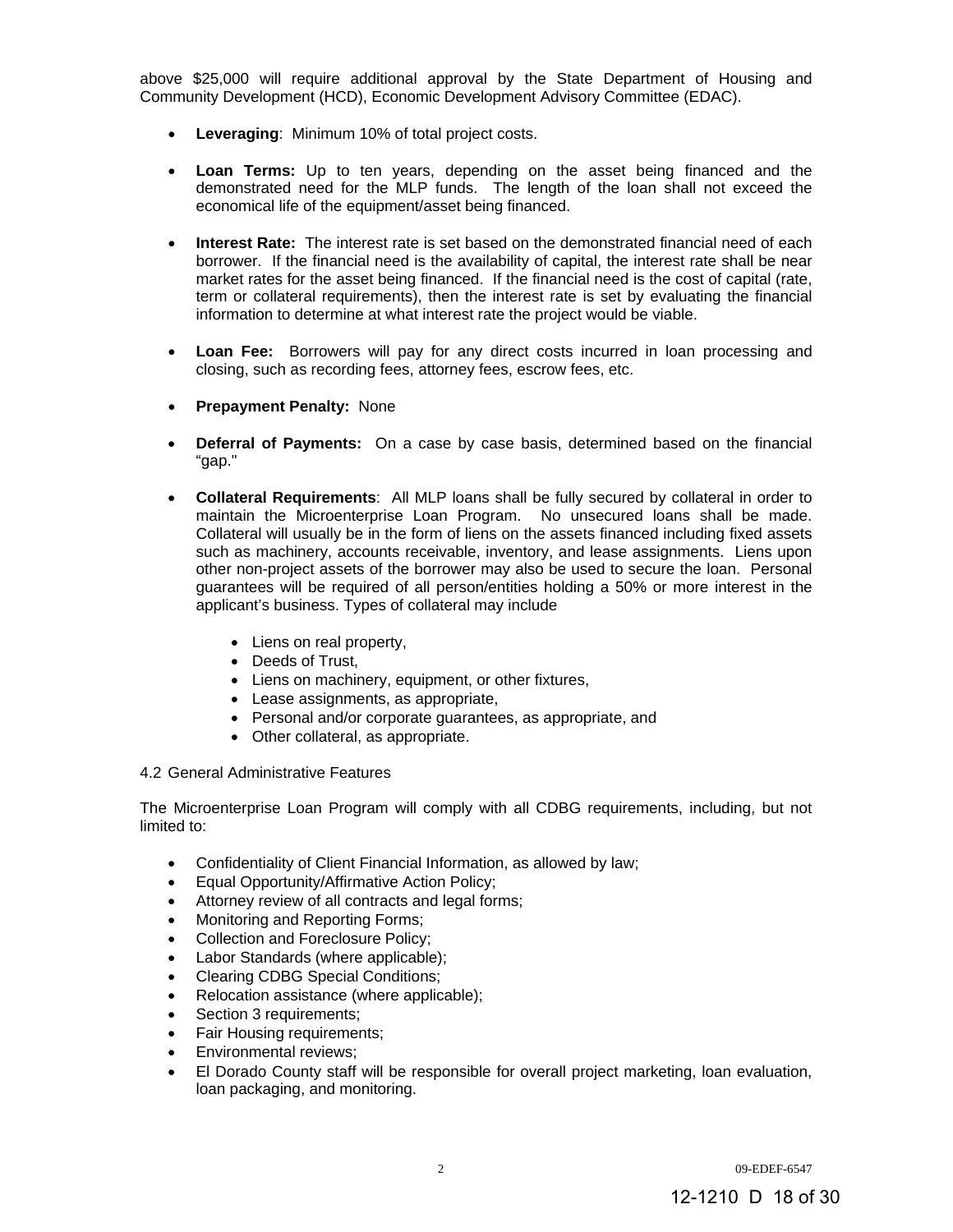above $25,000 will require additional approval by the State Department of Housing and Community Development (HCD), Economic Development Advisory Committee (EDAC).

- **Leveraging**: Minimum 10% of total project costs.

- **Loan Terms:** Up to ten years, depending on the asset being financed and the demonstrated need for the MLP funds. The length of the loan shall not exceed the economical life of the equipment/asset being financed.

- **Interest Rate:** The interest rate is set based on the demonstrated financial need of each borrower. If the financial need is the availability of capital, the interest rate shall be near market rates for the asset being financed. If the financial need is the cost of capital (rate, term or collateral requirements), then the interest rate is set by evaluating the financial information to determine at what interest rate the project would be viable.

- **Loan Fee:** Borrowers will pay for any direct costs incurred in loan processing and closing, such as recording fees, attorney fees, escrow fees, etc.

- **Prepayment Penalty:** None

- **Deferral of Payments:** On a case by case basis, determined based on the financial "gap."

- **Collateral Requirements**: All MLP loans shall be fully secured by collateral in order to maintain the Microenterprise Loan Program. No unsecured loans shall be made. Collateral will usually be in the form of liens on the assets financed including fixed assets such as machinery, accounts receivable, inventory, and lease assignments. Liens upon other non-project assets of the borrower may also be used to secure the loan. Personal guarantees will be required of all person/entities holding a 50% or more interest in the applicant's business. Types of collateral may include

  - Liens on real property,
  - Deeds of Trust,
  - Liens on machinery, equipment, or other fixtures,
  - Lease assignments, as appropriate,
  - Personal and/or corporate guarantees, as appropriate, and
  - Other collateral, as appropriate.

4.2 General Administrative Features

The Microenterprise Loan Program will comply with all CDBG requirements, including, but not limited to:

- Confidentiality of Client Financial Information, as allowed by law;
- Equal Opportunity/Affirmative Action Policy;
- Attorney review of all contracts and legal forms;
- Monitoring and Reporting Forms;
- Collection and Foreclosure Policy;
- Labor Standards (where applicable);
- Clearing CDBG Special Conditions;
- Relocation assistance (where applicable);
- Section 3 requirements;
- Fair Housing requirements;
- Environmental reviews;
- El Dorado County staff will be responsible for overall project marketing, loan evaluation, loan packaging, and monitoring.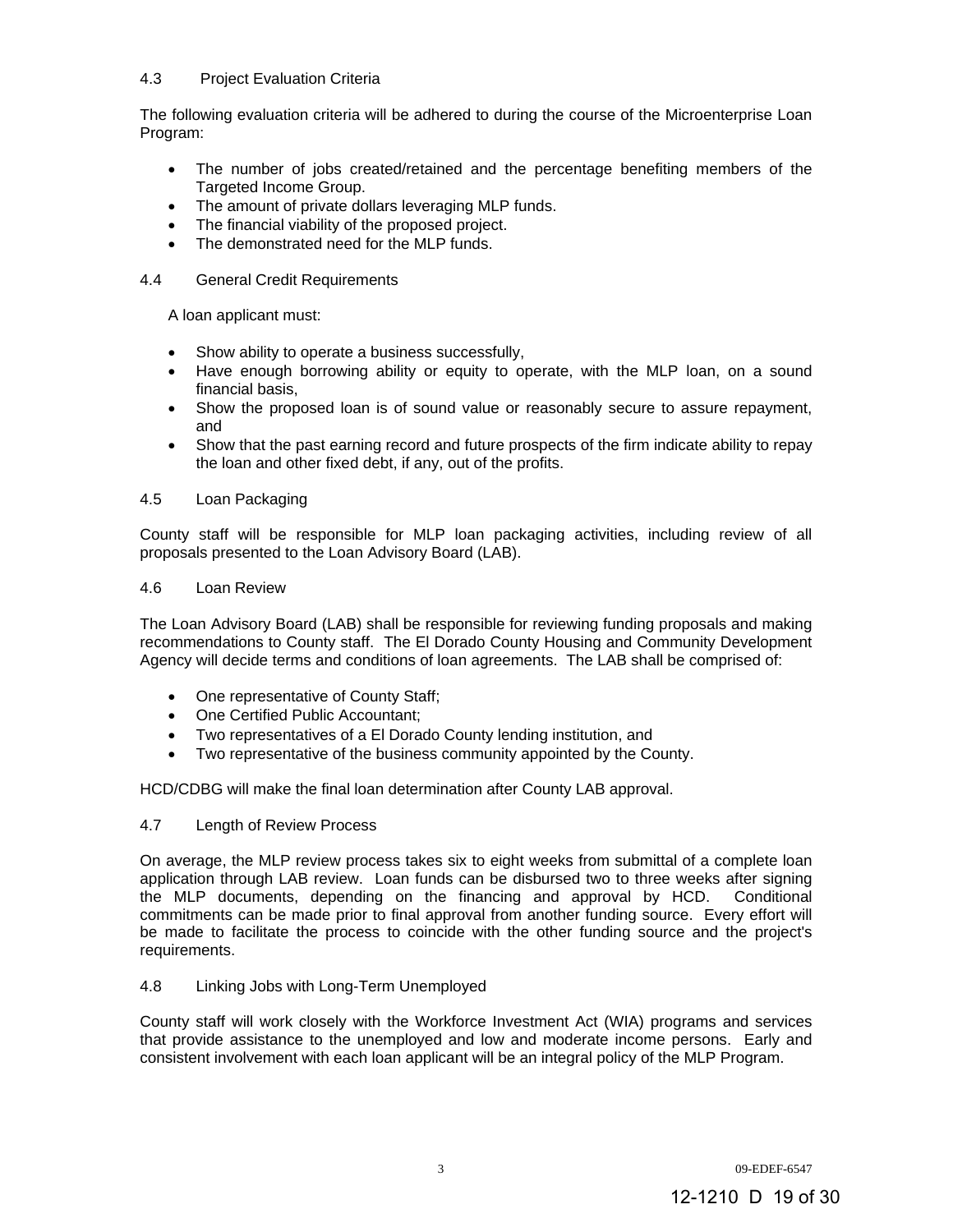### 4.3 Project Evaluation Criteria

The following evaluation criteria will be adhered to during the course of the Microenterprise Loan Program:

- The number of jobs created/retained and the percentage benefiting members of the Targeted Income Group.
- The amount of private dollars leveraging MLP funds.
- The financial viability of the proposed project.
- The demonstrated need for the MLP funds.

### 4.4 General Credit Requirements

A loan applicant must:

- Show ability to operate a business successfully,
- Have enough borrowing ability or equity to operate, with the MLP loan, on a sound financial basis,
- Show the proposed loan is of sound value or reasonably secure to assure repayment, and
- Show that the past earning record and future prospects of the firm indicate ability to repay the loan and other fixed debt, if any, out of the profits.

### 4.5 Loan Packaging

County staff will be responsible for MLP loan packaging activities, including review of all proposals presented to the Loan Advisory Board (LAB).

### 4.6 Loan Review

The Loan Advisory Board (LAB) shall be responsible for reviewing funding proposals and making recommendations to County staff. The El Dorado County Housing and Community Development Agency will decide terms and conditions of loan agreements. The LAB shall be comprised of:

- One representative of County Staff;
- One Certified Public Accountant;
- Two representatives of a El Dorado County lending institution, and
- Two representative of the business community appointed by the County.

HCD/CDBG will make the final loan determination after County LAB approval.

### 4.7 Length of Review Process

On average, the MLP review process takes six to eight weeks from submittal of a complete loan application through LAB review. Loan funds can be disbursed two to three weeks after signing the MLP documents, depending on the financing and approval by HCD. Conditional commitments can be made prior to final approval from another funding source. Every effort will be made to facilitate the process to coincide with the other funding source and the project's requirements.

### 4.8 Linking Jobs with Long-Term Unemployed

County staff will work closely with the Workforce Investment Act (WIA) programs and services that provide assistance to the unemployed and low and moderate income persons. Early and consistent involvement with each loan applicant will be an integral policy of the MLP Program.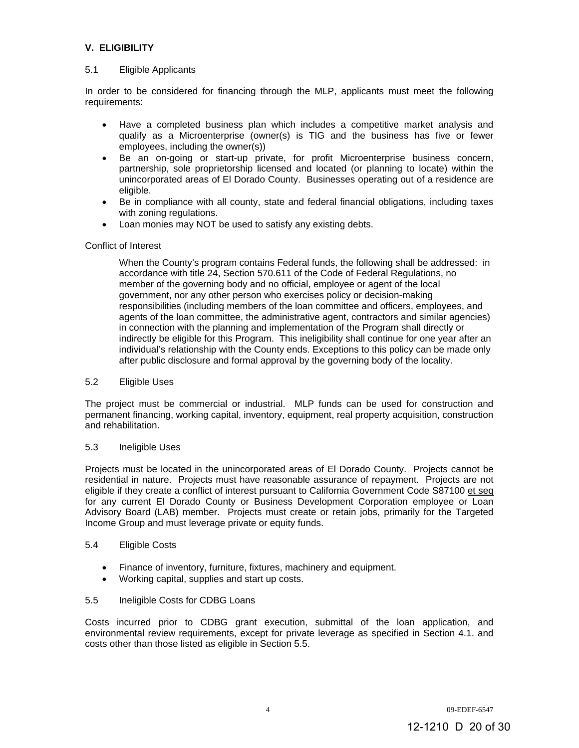**V. ELIGIBILITY**

5.1 Eligible Applicants

In order to be considered for financing through the MLP, applicants must meet the following requirements:

- Have a completed business plan which includes a competitive market analysis and qualify as a Microenterprise (owner(s) is TIG and the business has five or fewer employees, including the owner(s))
- Be an on-going or start-up private, for profit Microenterprise business concern, partnership, sole proprietorship licensed and located (or planning to locate) within the unincorporated areas of El Dorado County. Businesses operating out of a residence are eligible.
- Be in compliance with all county, state and federal financial obligations, including taxes with zoning regulations.
- Loan monies may NOT be used to satisfy any existing debts.

Conflict of Interest

> When the County's program contains Federal funds, the following shall be addressed: in accordance with title 24, Section 570.611 of the Code of Federal Regulations, no member of the governing body and no official, employee or agent of the local government, nor any other person who exercises policy or decision-making responsibilities (including members of the loan committee and officers, employees, and agents of the loan committee, the administrative agent, contractors and similar agencies) in connection with the planning and implementation of the Program shall directly or indirectly be eligible for this Program. This ineligibility shall continue for one year after an individual's relationship with the County ends. Exceptions to this policy can be made only after public disclosure and formal approval by the governing body of the locality.

5.2 Eligible Uses

The project must be commercial or industrial. MLP funds can be used for construction and permanent financing, working capital, inventory, equipment, real property acquisition, construction and rehabilitation.

5.3 Ineligible Uses

Projects must be located in the unincorporated areas of El Dorado County. Projects cannot be residential in nature. Projects must have reasonable assurance of repayment. Projects are not eligible if they create a conflict of interest pursuant to California Government Code S87100 et seq for any current El Dorado County or Business Development Corporation employee or Loan Advisory Board (LAB) member. Projects must create or retain jobs, primarily for the Targeted Income Group and must leverage private or equity funds.

5.4 Eligible Costs

- Finance of inventory, furniture, fixtures, machinery and equipment.
- Working capital, supplies and start up costs.

5.5 Ineligible Costs for CDBG Loans

Costs incurred prior to CDBG grant execution, submittal of the loan application, and environmental review requirements, except for private leverage as specified in Section 4.1. and costs other than those listed as eligible in Section 5.5.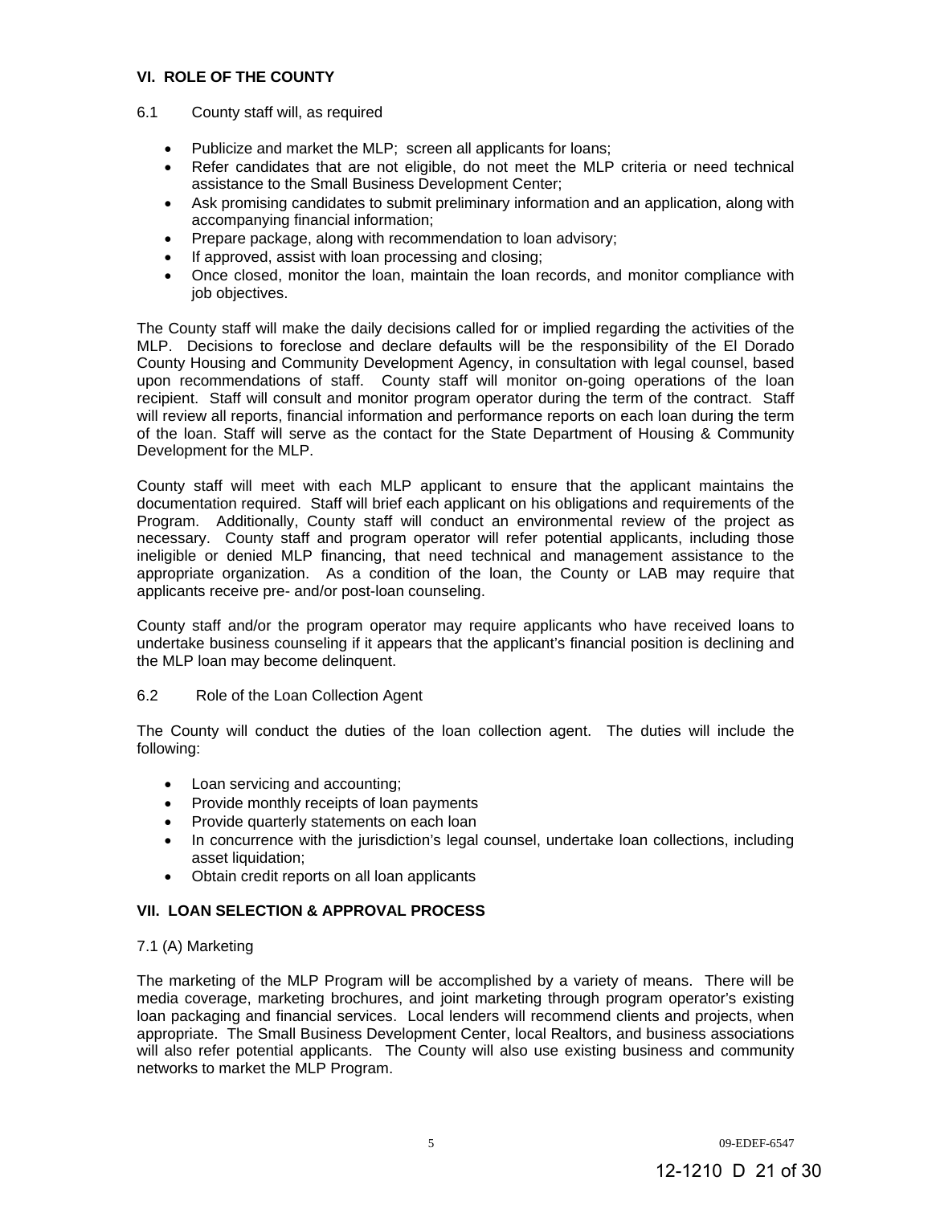### VI. ROLE OF THE COUNTY

6.1 County staff will, as required

- Publicize and market the MLP; screen all applicants for loans;
- Refer candidates that are not eligible, do not meet the MLP criteria or need technical assistance to the Small Business Development Center;
- Ask promising candidates to submit preliminary information and an application, along with accompanying financial information;
- Prepare package, along with recommendation to loan advisory;
- If approved, assist with loan processing and closing;
- Once closed, monitor the loan, maintain the loan records, and monitor compliance with job objectives.

The County staff will make the daily decisions called for or implied regarding the activities of the MLP. Decisions to foreclose and declare defaults will be the responsibility of the El Dorado County Housing and Community Development Agency, in consultation with legal counsel, based upon recommendations of staff. County staff will monitor on-going operations of the loan recipient. Staff will consult and monitor program operator during the term of the contract. Staff will review all reports, financial information and performance reports on each loan during the term of the loan. Staff will serve as the contact for the State Department of Housing & Community Development for the MLP.

County staff will meet with each MLP applicant to ensure that the applicant maintains the documentation required. Staff will brief each applicant on his obligations and requirements of the Program. Additionally, County staff will conduct an environmental review of the project as necessary. County staff and program operator will refer potential applicants, including those ineligible or denied MLP financing, that need technical and management assistance to the appropriate organization. As a condition of the loan, the County or LAB may require that applicants receive pre- and/or post-loan counseling.

County staff and/or the program operator may require applicants who have received loans to undertake business counseling if it appears that the applicant's financial position is declining and the MLP loan may become delinquent.

6.2 Role of the Loan Collection Agent

The County will conduct the duties of the loan collection agent. The duties will include the following:

- Loan servicing and accounting;
- Provide monthly receipts of loan payments
- Provide quarterly statements on each loan
- In concurrence with the jurisdiction's legal counsel, undertake loan collections, including asset liquidation;
- Obtain credit reports on all loan applicants

### VII. LOAN SELECTION & APPROVAL PROCESS

7.1 (A) Marketing

The marketing of the MLP Program will be accomplished by a variety of means. There will be media coverage, marketing brochures, and joint marketing through program operator's existing loan packaging and financial services. Local lenders will recommend clients and projects, when appropriate. The Small Business Development Center, local Realtors, and business associations will also refer potential applicants. The County will also use existing business and community networks to market the MLP Program.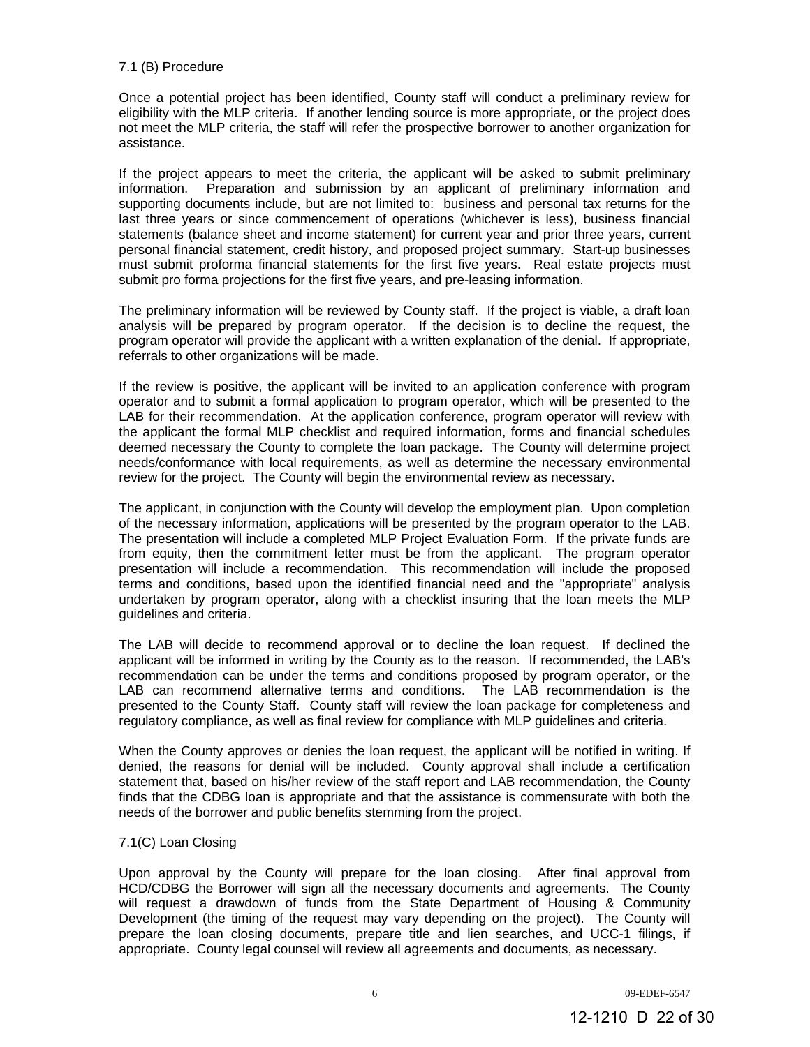7.1 (B) Procedure

Once a potential project has been identified, County staff will conduct a preliminary review for eligibility with the MLP criteria. If another lending source is more appropriate, or the project does not meet the MLP criteria, the staff will refer the prospective borrower to another organization for assistance.

If the project appears to meet the criteria, the applicant will be asked to submit preliminary information. Preparation and submission by an applicant of preliminary information and supporting documents include, but are not limited to: business and personal tax returns for the last three years or since commencement of operations (whichever is less), business financial statements (balance sheet and income statement) for current year and prior three years, current personal financial statement, credit history, and proposed project summary. Start-up businesses must submit proforma financial statements for the first five years. Real estate projects must submit pro forma projections for the first five years, and pre-leasing information.

The preliminary information will be reviewed by County staff. If the project is viable, a draft loan analysis will be prepared by program operator. If the decision is to decline the request, the program operator will provide the applicant with a written explanation of the denial. If appropriate, referrals to other organizations will be made.

If the review is positive, the applicant will be invited to an application conference with program operator and to submit a formal application to program operator, which will be presented to the LAB for their recommendation. At the application conference, program operator will review with the applicant the formal MLP checklist and required information, forms and financial schedules deemed necessary the County to complete the loan package. The County will determine project needs/conformance with local requirements, as well as determine the necessary environmental review for the project. The County will begin the environmental review as necessary.

The applicant, in conjunction with the County will develop the employment plan. Upon completion of the necessary information, applications will be presented by the program operator to the LAB. The presentation will include a completed MLP Project Evaluation Form. If the private funds are from equity, then the commitment letter must be from the applicant. The program operator presentation will include a recommendation. This recommendation will include the proposed terms and conditions, based upon the identified financial need and the "appropriate" analysis undertaken by program operator, along with a checklist insuring that the loan meets the MLP guidelines and criteria.

The LAB will decide to recommend approval or to decline the loan request. If declined the applicant will be informed in writing by the County as to the reason. If recommended, the LAB's recommendation can be under the terms and conditions proposed by program operator, or the LAB can recommend alternative terms and conditions. The LAB recommendation is the presented to the County Staff. County staff will review the loan package for completeness and regulatory compliance, as well as final review for compliance with MLP guidelines and criteria.

When the County approves or denies the loan request, the applicant will be notified in writing. If denied, the reasons for denial will be included. County approval shall include a certification statement that, based on his/her review of the staff report and LAB recommendation, the County finds that the CDBG loan is appropriate and that the assistance is commensurate with both the needs of the borrower and public benefits stemming from the project.

7.1(C) Loan Closing

Upon approval by the County will prepare for the loan closing. After final approval from HCD/CDBG the Borrower will sign all the necessary documents and agreements. The County will request a drawdown of funds from the State Department of Housing & Community Development (the timing of the request may vary depending on the project). The County will prepare the loan closing documents, prepare title and lien searches, and UCC-1 filings, if appropriate. County legal counsel will review all agreements and documents, as necessary.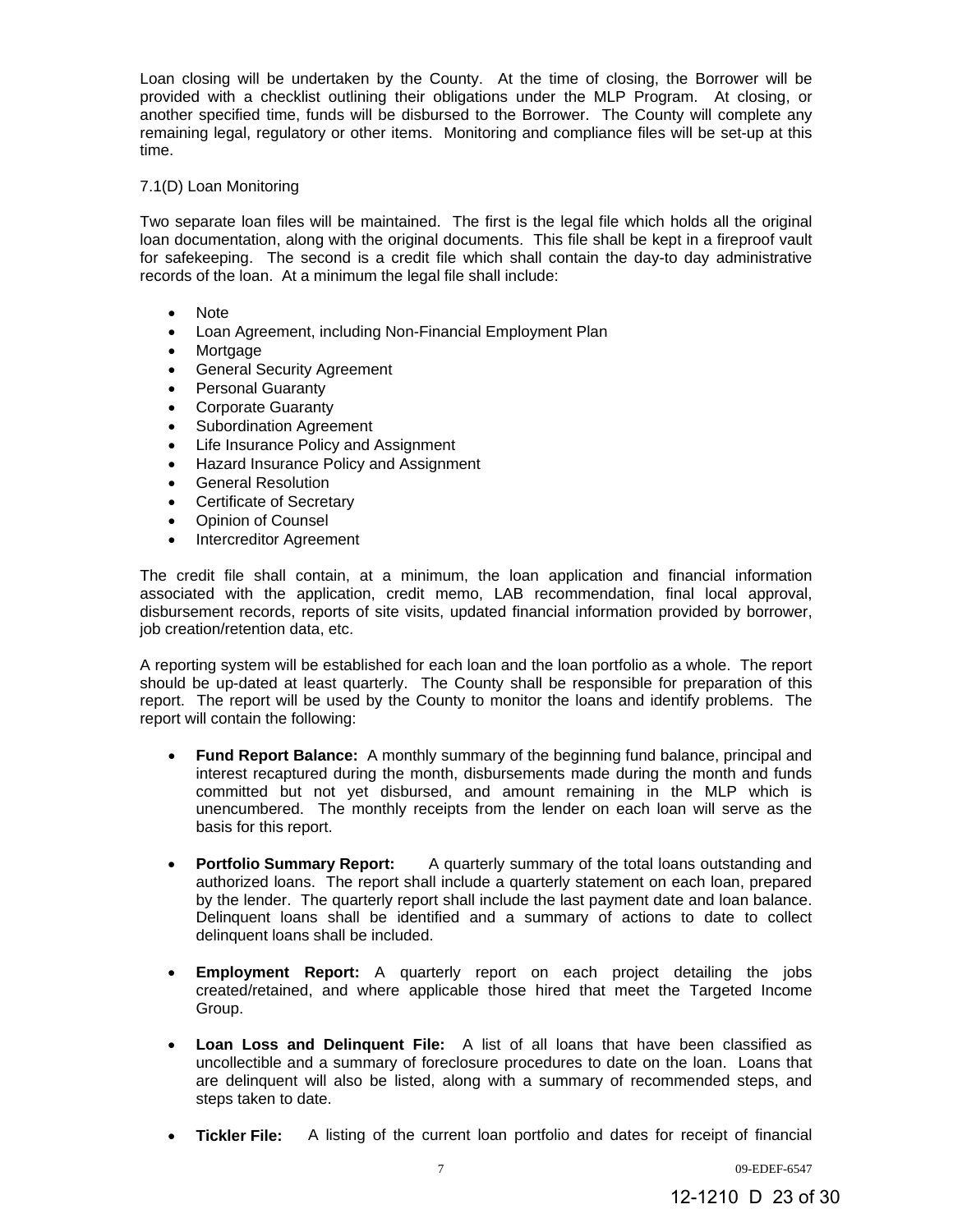Loan closing will be undertaken by the County. At the time of closing, the Borrower will be provided with a checklist outlining their obligations under the MLP Program. At closing, or another specified time, funds will be disbursed to the Borrower. The County will complete any remaining legal, regulatory or other items. Monitoring and compliance files will be set-up at this time.

7.1(D) Loan Monitoring

Two separate loan files will be maintained. The first is the legal file which holds all the original loan documentation, along with the original documents. This file shall be kept in a fireproof vault for safekeeping. The second is a credit file which shall contain the day-to day administrative records of the loan. At a minimum the legal file shall include:

- Note
- Loan Agreement, including Non-Financial Employment Plan
- Mortgage
- General Security Agreement
- Personal Guaranty
- Corporate Guaranty
- Subordination Agreement
- Life Insurance Policy and Assignment
- Hazard Insurance Policy and Assignment
- General Resolution
- Certificate of Secretary
- Opinion of Counsel
- Intercreditor Agreement

The credit file shall contain, at a minimum, the loan application and financial information associated with the application, credit memo, LAB recommendation, final local approval, disbursement records, reports of site visits, updated financial information provided by borrower, job creation/retention data, etc.

A reporting system will be established for each loan and the loan portfolio as a whole. The report should be up-dated at least quarterly. The County shall be responsible for preparation of this report. The report will be used by the County to monitor the loans and identify problems. The report will contain the following:

- **Fund Report Balance:** A monthly summary of the beginning fund balance, principal and interest recaptured during the month, disbursements made during the month and funds committed but not yet disbursed, and amount remaining in the MLP which is unencumbered. The monthly receipts from the lender on each loan will serve as the basis for this report.

- **Portfolio Summary Report:** A quarterly summary of the total loans outstanding and authorized loans. The report shall include a quarterly statement on each loan, prepared by the lender. The quarterly report shall include the last payment date and loan balance. Delinquent loans shall be identified and a summary of actions to date to collect delinquent loans shall be included.

- **Employment Report:** A quarterly report on each project detailing the jobs created/retained, and where applicable those hired that meet the Targeted Income Group.

- **Loan Loss and Delinquent File:** A list of all loans that have been classified as uncollectible and a summary of foreclosure procedures to date on the loan. Loans that are delinquent will also be listed, along with a summary of recommended steps, and steps taken to date.

- **Tickler File:** A listing of the current loan portfolio and dates for receipt of financial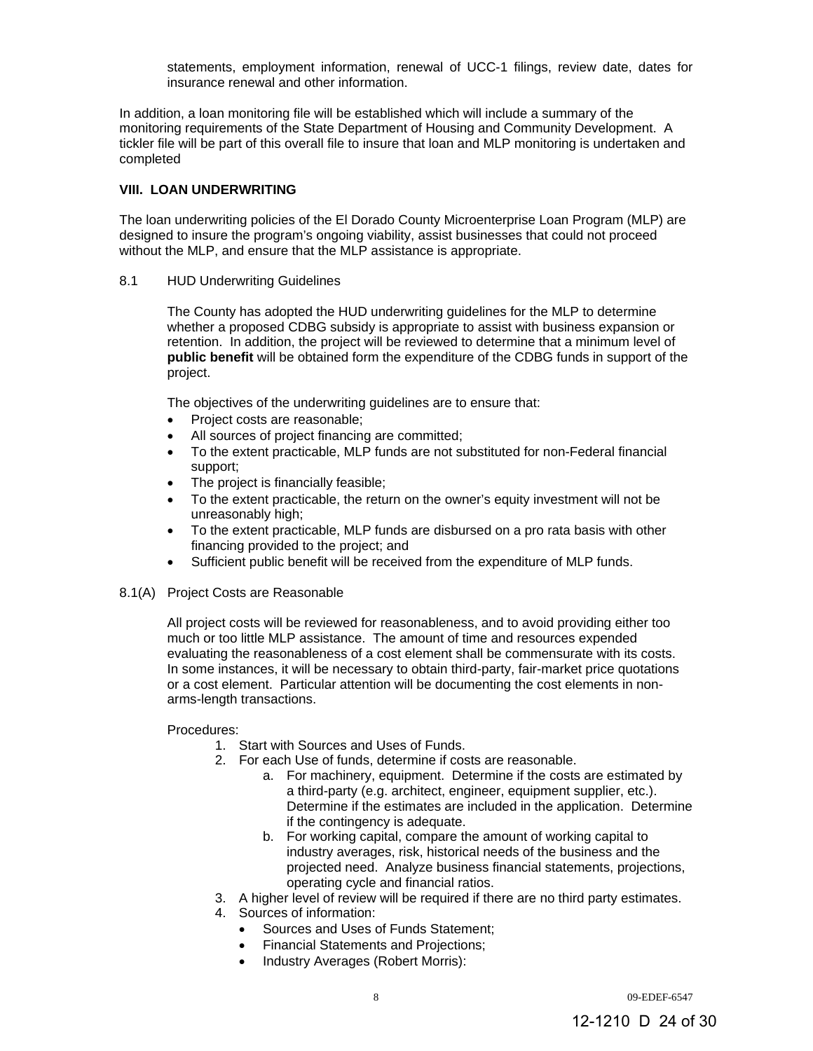statements, employment information, renewal of UCC-1 filings, review date, dates for insurance renewal and other information.

In addition, a loan monitoring file will be established which will include a summary of the monitoring requirements of the State Department of Housing and Community Development. A tickler file will be part of this overall file to insure that loan and MLP monitoring is undertaken and completed

## VIII. LOAN UNDERWRITING

The loan underwriting policies of the El Dorado County Microenterprise Loan Program (MLP) are designed to insure the program's ongoing viability, assist businesses that could not proceed without the MLP, and ensure that the MLP assistance is appropriate.

8.1 HUD Underwriting Guidelines

The County has adopted the HUD underwriting guidelines for the MLP to determine whether a proposed CDBG subsidy is appropriate to assist with business expansion or retention. In addition, the project will be reviewed to determine that a minimum level of **public benefit** will be obtained form the expenditure of the CDBG funds in support of the project.

The objectives of the underwriting guidelines are to ensure that:

- Project costs are reasonable;
- All sources of project financing are committed;
- To the extent practicable, MLP funds are not substituted for non-Federal financial support;
- The project is financially feasible;
- To the extent practicable, the return on the owner's equity investment will not be unreasonably high;
- To the extent practicable, MLP funds are disbursed on a pro rata basis with other financing provided to the project; and
- Sufficient public benefit will be received from the expenditure of MLP funds.

8.1(A) Project Costs are Reasonable

All project costs will be reviewed for reasonableness, and to avoid providing either too much or too little MLP assistance. The amount of time and resources expended evaluating the reasonableness of a cost element shall be commensurate with its costs. In some instances, it will be necessary to obtain third-party, fair-market price quotations or a cost element. Particular attention will be documenting the cost elements in non-arms-length transactions.

Procedures:

1. Start with Sources and Uses of Funds.
2. For each Use of funds, determine if costs are reasonable.
    a. For machinery, equipment. Determine if the costs are estimated by a third-party (e.g. architect, engineer, equipment supplier, etc.). Determine if the estimates are included in the application. Determine if the contingency is adequate.
    b. For working capital, compare the amount of working capital to industry averages, risk, historical needs of the business and the projected need. Analyze business financial statements, projections, operating cycle and financial ratios.
3. A higher level of review will be required if there are no third party estimates.
4. Sources of information:
    - Sources and Uses of Funds Statement;
    - Financial Statements and Projections;
    - Industry Averages (Robert Morris):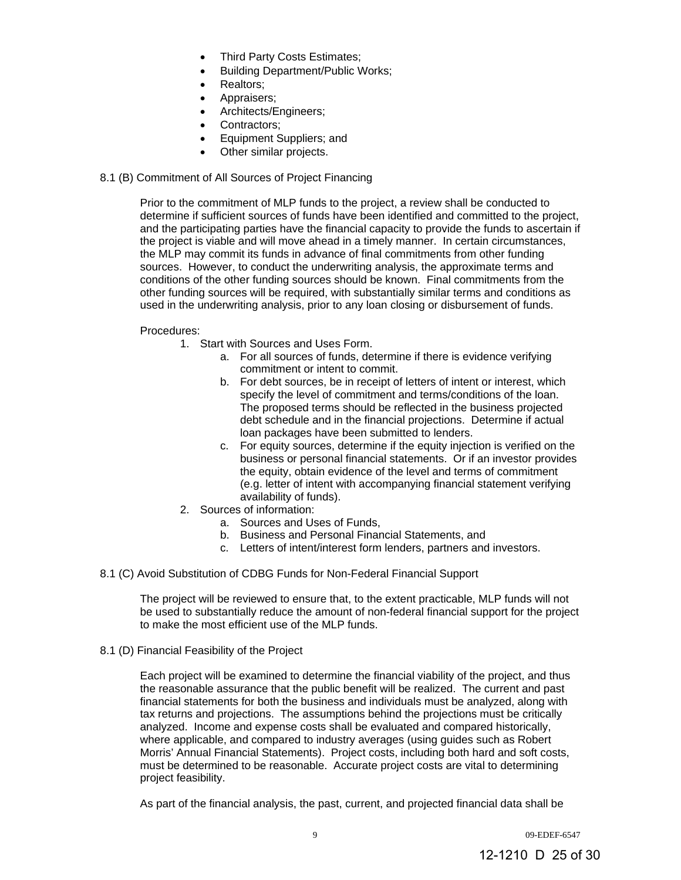- Third Party Costs Estimates;
- Building Department/Public Works;
- Realtors;
- Appraisers;
- Architects/Engineers;
- Contractors;
- Equipment Suppliers; and
- Other similar projects.

8.1 (B) Commitment of All Sources of Project Financing

Prior to the commitment of MLP funds to the project, a review shall be conducted to determine if sufficient sources of funds have been identified and committed to the project, and the participating parties have the financial capacity to provide the funds to ascertain if the project is viable and will move ahead in a timely manner. In certain circumstances, the MLP may commit its funds in advance of final commitments from other funding sources. However, to conduct the underwriting analysis, the approximate terms and conditions of the other funding sources should be known. Final commitments from the other funding sources will be required, with substantially similar terms and conditions as used in the underwriting analysis, prior to any loan closing or disbursement of funds.

Procedures:

1. Start with Sources and Uses Form.
    a. For all sources of funds, determine if there is evidence verifying commitment or intent to commit.
    b. For debt sources, be in receipt of letters of intent or interest, which specify the level of commitment and terms/conditions of the loan. The proposed terms should be reflected in the business projected debt schedule and in the financial projections. Determine if actual loan packages have been submitted to lenders.
    c. For equity sources, determine if the equity injection is verified on the business or personal financial statements. Or if an investor provides the equity, obtain evidence of the level and terms of commitment (e.g. letter of intent with accompanying financial statement verifying availability of funds).
2. Sources of information:
    a. Sources and Uses of Funds,
    b. Business and Personal Financial Statements, and
    c. Letters of intent/interest form lenders, partners and investors.

8.1 (C) Avoid Substitution of CDBG Funds for Non-Federal Financial Support

The project will be reviewed to ensure that, to the extent practicable, MLP funds will not be used to substantially reduce the amount of non-federal financial support for the project to make the most efficient use of the MLP funds.

8.1 (D) Financial Feasibility of the Project

Each project will be examined to determine the financial viability of the project, and thus the reasonable assurance that the public benefit will be realized. The current and past financial statements for both the business and individuals must be analyzed, along with tax returns and projections. The assumptions behind the projections must be critically analyzed. Income and expense costs shall be evaluated and compared historically, where applicable, and compared to industry averages (using guides such as Robert Morris' Annual Financial Statements). Project costs, including both hard and soft costs, must be determined to be reasonable. Accurate project costs are vital to determining project feasibility.

As part of the financial analysis, the past, current, and projected financial data shall be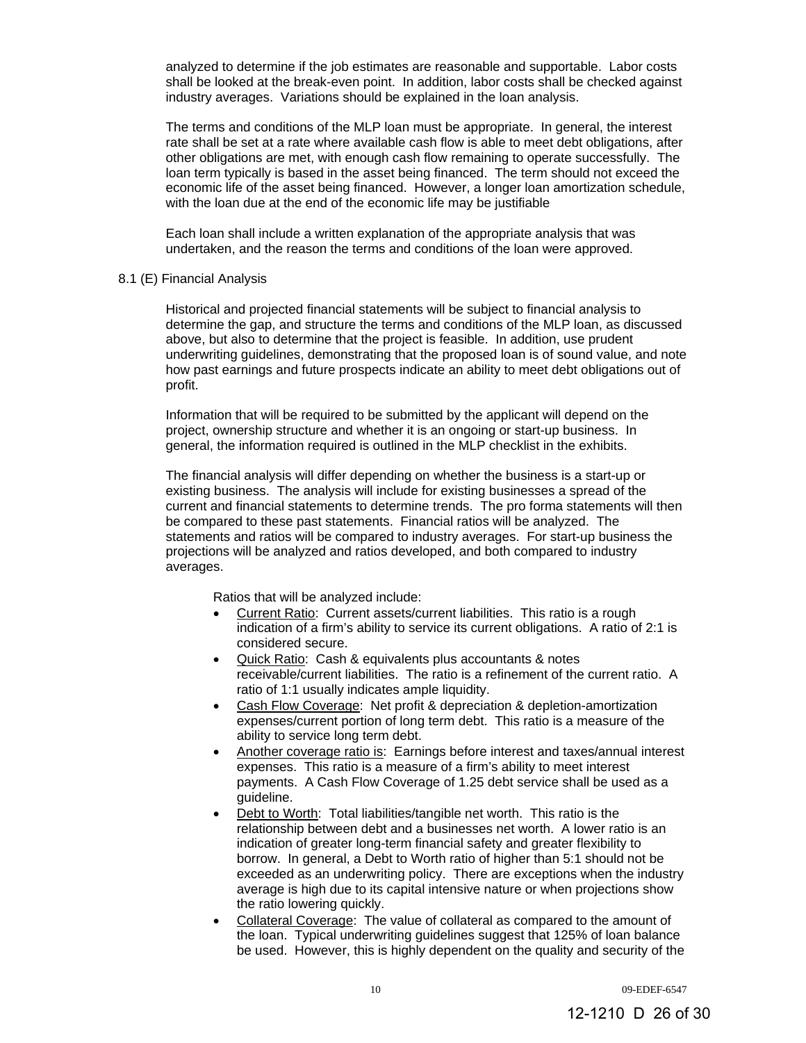analyzed to determine if the job estimates are reasonable and supportable. Labor costs shall be looked at the break-even point. In addition, labor costs shall be checked against industry averages. Variations should be explained in the loan analysis.

The terms and conditions of the MLP loan must be appropriate. In general, the interest rate shall be set at a rate where available cash flow is able to meet debt obligations, after other obligations are met, with enough cash flow remaining to operate successfully. The loan term typically is based in the asset being financed. The term should not exceed the economic life of the asset being financed. However, a longer loan amortization schedule, with the loan due at the end of the economic life may be justifiable

Each loan shall include a written explanation of the appropriate analysis that was undertaken, and the reason the terms and conditions of the loan were approved.

8.1 (E) Financial Analysis

Historical and projected financial statements will be subject to financial analysis to determine the gap, and structure the terms and conditions of the MLP loan, as discussed above, but also to determine that the project is feasible. In addition, use prudent underwriting guidelines, demonstrating that the proposed loan is of sound value, and note how past earnings and future prospects indicate an ability to meet debt obligations out of profit.

Information that will be required to be submitted by the applicant will depend on the project, ownership structure and whether it is an ongoing or start-up business. In general, the information required is outlined in the MLP checklist in the exhibits.

The financial analysis will differ depending on whether the business is a start-up or existing business. The analysis will include for existing businesses a spread of the current and financial statements to determine trends. The pro forma statements will then be compared to these past statements. Financial ratios will be analyzed. The statements and ratios will be compared to industry averages. For start-up business the projections will be analyzed and ratios developed, and both compared to industry averages.

Ratios that will be analyzed include:

- Current Ratio: Current assets/current liabilities. This ratio is a rough indication of a firm's ability to service its current obligations. A ratio of 2:1 is considered secure.
- Quick Ratio: Cash & equivalents plus accountants & notes receivable/current liabilities. The ratio is a refinement of the current ratio. A ratio of 1:1 usually indicates ample liquidity.
- Cash Flow Coverage: Net profit & depreciation & depletion-amortization expenses/current portion of long term debt. This ratio is a measure of the ability to service long term debt.
- Another coverage ratio is: Earnings before interest and taxes/annual interest expenses. This ratio is a measure of a firm's ability to meet interest payments. A Cash Flow Coverage of 1.25 debt service shall be used as a guideline.
- Debt to Worth: Total liabilities/tangible net worth. This ratio is the relationship between debt and a businesses net worth. A lower ratio is an indication of greater long-term financial safety and greater flexibility to borrow. In general, a Debt to Worth ratio of higher than 5:1 should not be exceeded as an underwriting policy. There are exceptions when the industry average is high due to its capital intensive nature or when projections show the ratio lowering quickly.
- Collateral Coverage: The value of collateral as compared to the amount of the loan. Typical underwriting guidelines suggest that 125% of loan balance be used. However, this is highly dependent on the quality and security of the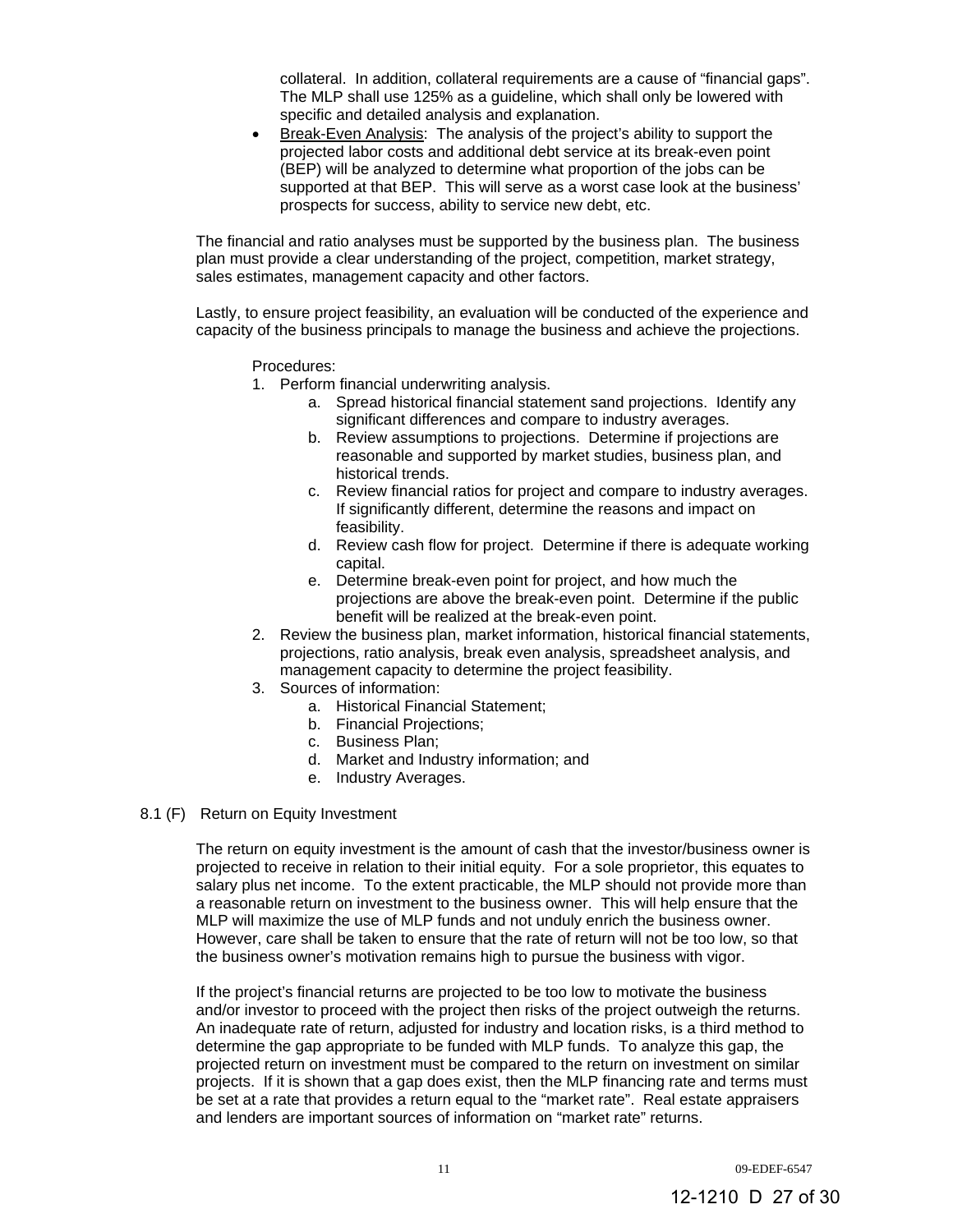collateral. In addition, collateral requirements are a cause of "financial gaps". The MLP shall use 125% as a guideline, which shall only be lowered with specific and detailed analysis and explanation.

- Break-Even Analysis: The analysis of the project's ability to support the projected labor costs and additional debt service at its break-even point (BEP) will be analyzed to determine what proportion of the jobs can be supported at that BEP. This will serve as a worst case look at the business' prospects for success, ability to service new debt, etc.

The financial and ratio analyses must be supported by the business plan. The business plan must provide a clear understanding of the project, competition, market strategy, sales estimates, management capacity and other factors.

Lastly, to ensure project feasibility, an evaluation will be conducted of the experience and capacity of the business principals to manage the business and achieve the projections.

Procedures:

1. Perform financial underwriting analysis.
   a. Spread historical financial statement sand projections. Identify any significant differences and compare to industry averages.
   b. Review assumptions to projections. Determine if projections are reasonable and supported by market studies, business plan, and historical trends.
   c. Review financial ratios for project and compare to industry averages. If significantly different, determine the reasons and impact on feasibility.
   d. Review cash flow for project. Determine if there is adequate working capital.
   e. Determine break-even point for project, and how much the projections are above the break-even point. Determine if the public benefit will be realized at the break-even point.
2. Review the business plan, market information, historical financial statements, projections, ratio analysis, break even analysis, spreadsheet analysis, and management capacity to determine the project feasibility.
3. Sources of information:
   a. Historical Financial Statement;
   b. Financial Projections;
   c. Business Plan;
   d. Market and Industry information; and
   e. Industry Averages.

## 8.1 (F) Return on Equity Investment

The return on equity investment is the amount of cash that the investor/business owner is projected to receive in relation to their initial equity. For a sole proprietor, this equates to salary plus net income. To the extent practicable, the MLP should not provide more than a reasonable return on investment to the business owner. This will help ensure that the MLP will maximize the use of MLP funds and not unduly enrich the business owner. However, care shall be taken to ensure that the rate of return will not be too low, so that the business owner's motivation remains high to pursue the business with vigor.

If the project's financial returns are projected to be too low to motivate the business and/or investor to proceed with the project then risks of the project outweigh the returns. An inadequate rate of return, adjusted for industry and location risks, is a third method to determine the gap appropriate to be funded with MLP funds. To analyze this gap, the projected return on investment must be compared to the return on investment on similar projects. If it is shown that a gap does exist, then the MLP financing rate and terms must be set at a rate that provides a return equal to the "market rate". Real estate appraisers and lenders are important sources of information on "market rate" returns.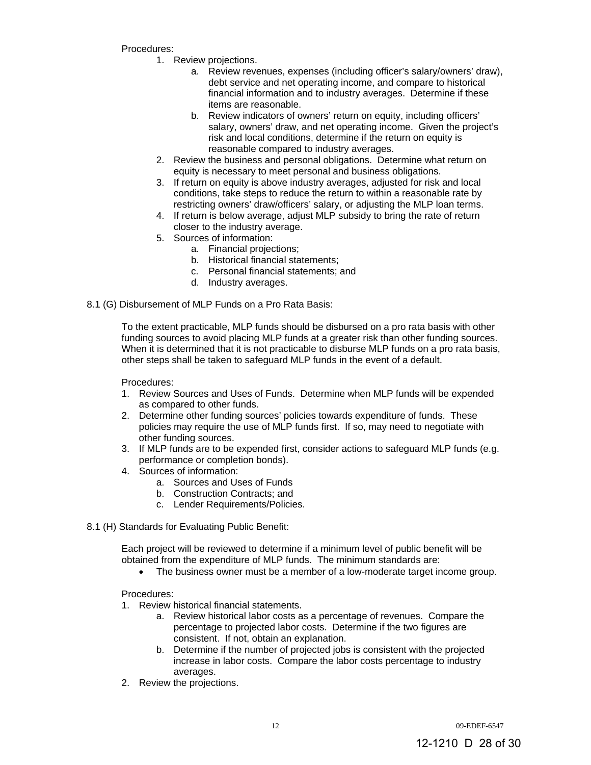Procedures:

1. Review projections.
    a. Review revenues, expenses (including officer's salary/owners' draw), debt service and net operating income, and compare to historical financial information and to industry averages. Determine if these items are reasonable.
    b. Review indicators of owners' return on equity, including officers' salary, owners' draw, and net operating income. Given the project's risk and local conditions, determine if the return on equity is reasonable compared to industry averages.
2. Review the business and personal obligations. Determine what return on equity is necessary to meet personal and business obligations.
3. If return on equity is above industry averages, adjusted for risk and local conditions, take steps to reduce the return to within a reasonable rate by restricting owners' draw/officers' salary, or adjusting the MLP loan terms.
4. If return is below average, adjust MLP subsidy to bring the rate of return closer to the industry average.
5. Sources of information:
    a. Financial projections;
    b. Historical financial statements;
    c. Personal financial statements; and
    d. Industry averages.

8.1 (G) Disbursement of MLP Funds on a Pro Rata Basis:

To the extent practicable, MLP funds should be disbursed on a pro rata basis with other funding sources to avoid placing MLP funds at a greater risk than other funding sources. When it is determined that it is not practicable to disburse MLP funds on a pro rata basis, other steps shall be taken to safeguard MLP funds in the event of a default.

Procedures:

1. Review Sources and Uses of Funds. Determine when MLP funds will be expended as compared to other funds.
2. Determine other funding sources' policies towards expenditure of funds. These policies may require the use of MLP funds first. If so, may need to negotiate with other funding sources.
3. If MLP funds are to be expended first, consider actions to safeguard MLP funds (e.g. performance or completion bonds).
4. Sources of information:
    a. Sources and Uses of Funds
    b. Construction Contracts; and
    c. Lender Requirements/Policies.

8.1 (H) Standards for Evaluating Public Benefit:

Each project will be reviewed to determine if a minimum level of public benefit will be obtained from the expenditure of MLP funds. The minimum standards are:

- The business owner must be a member of a low-moderate target income group.

Procedures:

1. Review historical financial statements.
    a. Review historical labor costs as a percentage of revenues. Compare the percentage to projected labor costs. Determine if the two figures are consistent. If not, obtain an explanation.
    b. Determine if the number of projected jobs is consistent with the projected increase in labor costs. Compare the labor costs percentage to industry averages.
2. Review the projections.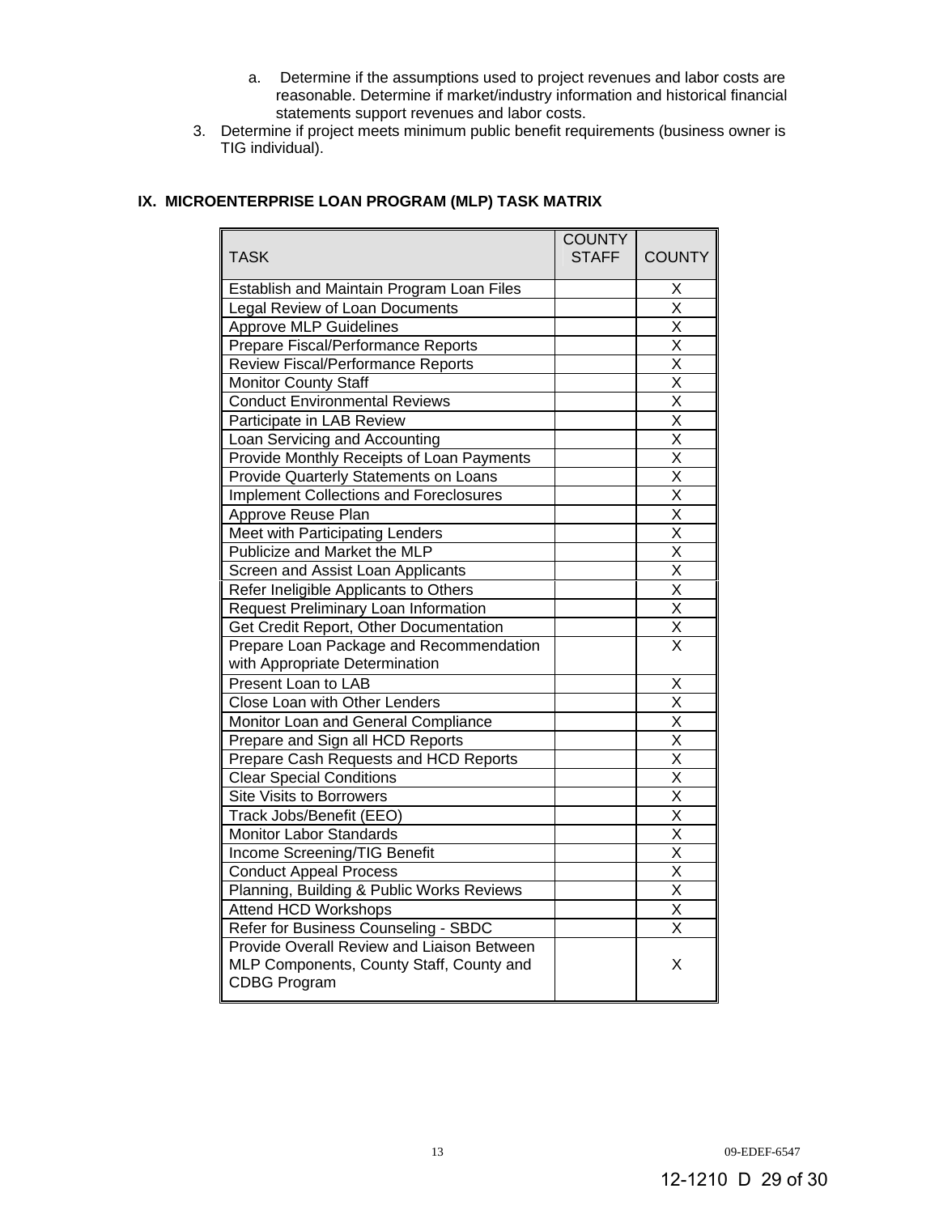a. Determine if the assumptions used to project revenues and labor costs are reasonable. Determine if market/industry information and historical financial statements support revenues and labor costs.

3. Determine if project meets minimum public benefit requirements (business owner is TIG individual).

## IX. MICROENTERPRISE LOAN PROGRAM (MLP) TASK MATRIX

| TASK | COUNTY STAFF | COUNTY |
|---|---|---|
| Establish and Maintain Program Loan Files | | X |
| Legal Review of Loan Documents | | X |
| Approve MLP Guidelines | | X |
| Prepare Fiscal/Performance Reports | | X |
| Review Fiscal/Performance Reports | | X |
| Monitor County Staff | | X |
| Conduct Environmental Reviews | | X |
| Participate in LAB Review | | X |
| Loan Servicing and Accounting | | X |
| Provide Monthly Receipts of Loan Payments | | X |
| Provide Quarterly Statements on Loans | | X |
| Implement Collections and Foreclosures | | X |
| Approve Reuse Plan | | X |
| Meet with Participating Lenders | | X |
| Publicize and Market the MLP | | X |
| Screen and Assist Loan Applicants | | X |
| Refer Ineligible Applicants to Others | | X |
| Request Preliminary Loan Information | | X |
| Get Credit Report, Other Documentation | | X |
| Prepare Loan Package and Recommendation with Appropriate Determination | | X |
| Present Loan to LAB | | X |
| Close Loan with Other Lenders | | X |
| Monitor Loan and General Compliance | | X |
| Prepare and Sign all HCD Reports | | X |
| Prepare Cash Requests and HCD Reports | | X |
| Clear Special Conditions | | X |
| Site Visits to Borrowers | | X |
| Track Jobs/Benefit (EEO) | | X |
| Monitor Labor Standards | | X |
| Income Screening/TIG Benefit | | X |
| Conduct Appeal Process | | X |
| Planning, Building & Public Works Reviews | | X |
| Attend HCD Workshops | | X |
| Refer for Business Counseling - SBDC | | X |
| Provide Overall Review and Liaison Between MLP Components, County Staff, County and CDBG Program | | X |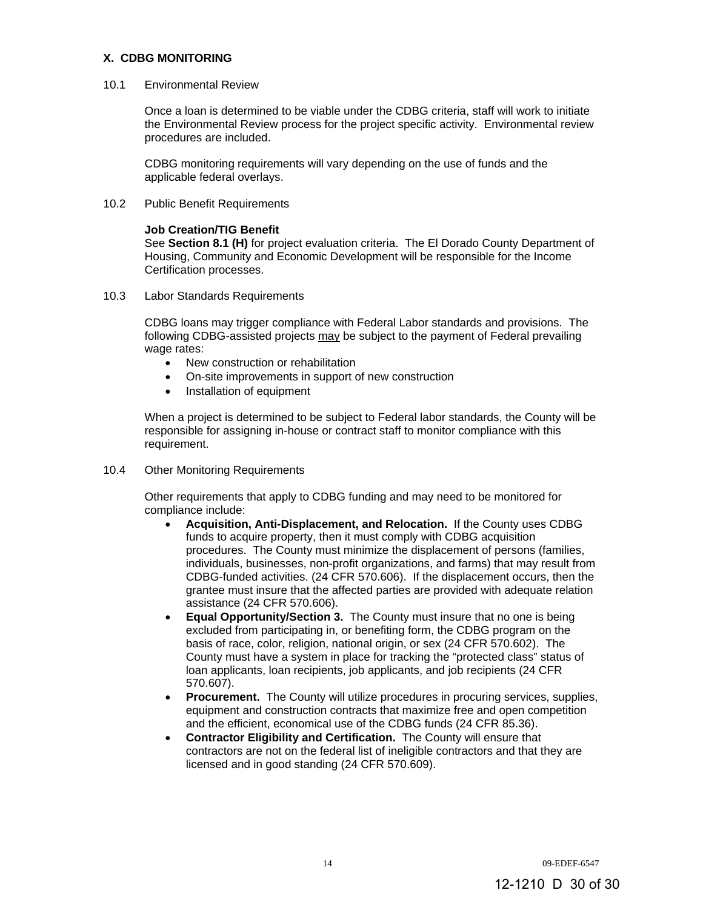## X. CDBG MONITORING

10.1 Environmental Review

Once a loan is determined to be viable under the CDBG criteria, staff will work to initiate the Environmental Review process for the project specific activity. Environmental review procedures are included.

CDBG monitoring requirements will vary depending on the use of funds and the applicable federal overlays.

10.2 Public Benefit Requirements

**Job Creation/TIG Benefit**
See **Section 8.1 (H)** for project evaluation criteria. The El Dorado County Department of Housing, Community and Economic Development will be responsible for the Income Certification processes.

10.3 Labor Standards Requirements

CDBG loans may trigger compliance with Federal Labor standards and provisions. The following CDBG-assisted projects <u>may</u> be subject to the payment of Federal prevailing wage rates:

- New construction or rehabilitation
- On-site improvements in support of new construction
- Installation of equipment

When a project is determined to be subject to Federal labor standards, the County will be responsible for assigning in-house or contract staff to monitor compliance with this requirement.

10.4 Other Monitoring Requirements

Other requirements that apply to CDBG funding and may need to be monitored for compliance include:

- **Acquisition, Anti-Displacement, and Relocation.** If the County uses CDBG funds to acquire property, then it must comply with CDBG acquisition procedures. The County must minimize the displacement of persons (families, individuals, businesses, non-profit organizations, and farms) that may result from CDBG-funded activities. (24 CFR 570.606). If the displacement occurs, then the grantee must insure that the affected parties are provided with adequate relation assistance (24 CFR 570.606).
- **Equal Opportunity/Section 3.** The County must insure that no one is being excluded from participating in, or benefiting form, the CDBG program on the basis of race, color, religion, national origin, or sex (24 CFR 570.602). The County must have a system in place for tracking the "protected class" status of loan applicants, loan recipients, job applicants, and job recipients (24 CFR 570.607).
- **Procurement.** The County will utilize procedures in procuring services, supplies, equipment and construction contracts that maximize free and open competition and the efficient, economical use of the CDBG funds (24 CFR 85.36).
- **Contractor Eligibility and Certification.** The County will ensure that contractors are not on the federal list of ineligible contractors and that they are licensed and in good standing (24 CFR 570.609).